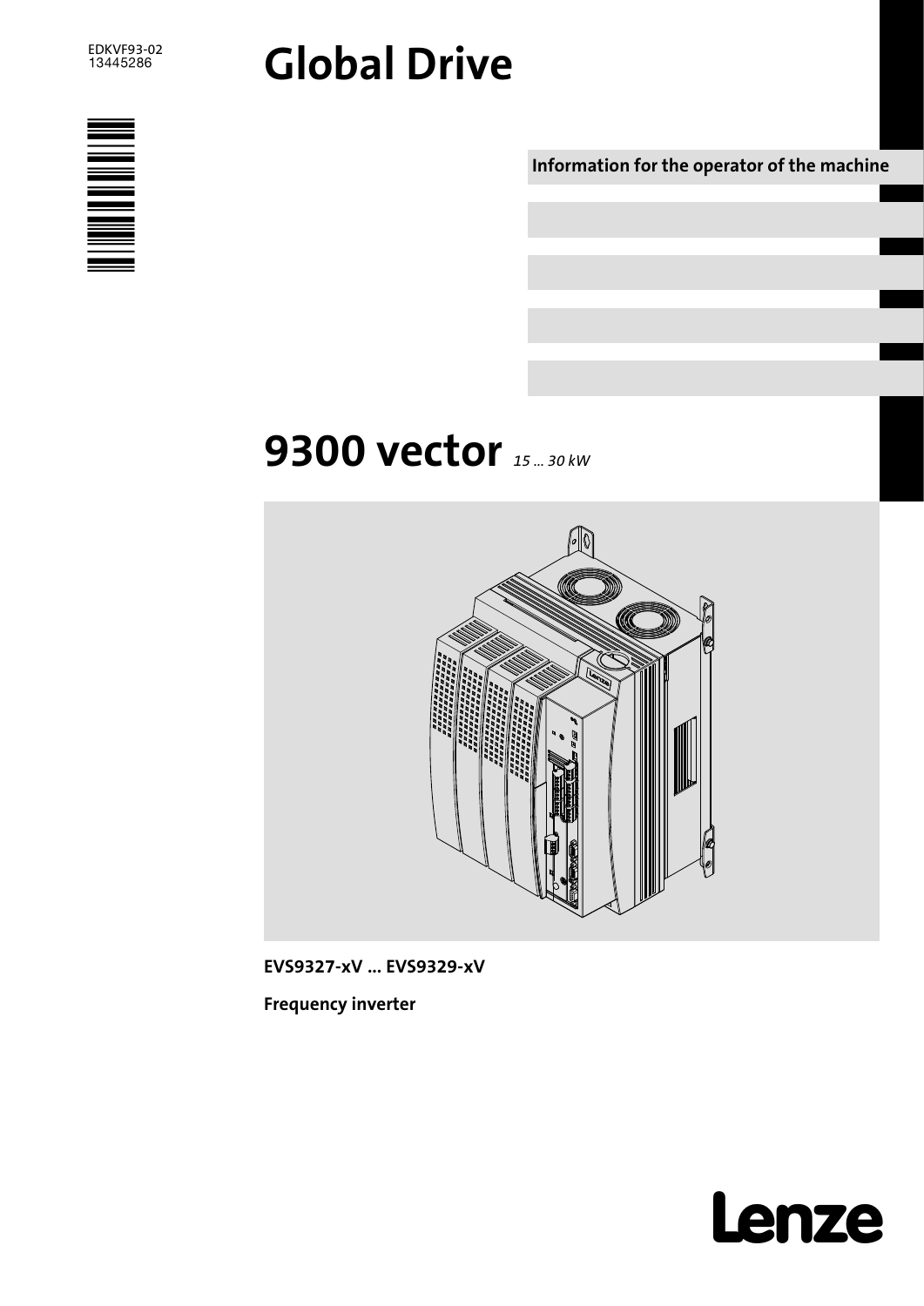EDKVF93-02
13445286

# Global Drive

**Information for the operator of the machine**

# 9300 vector *15 ... 30 kW*

**EVS9327-xV ... EVS9329-xV**

**Frequency inverter**

Lenze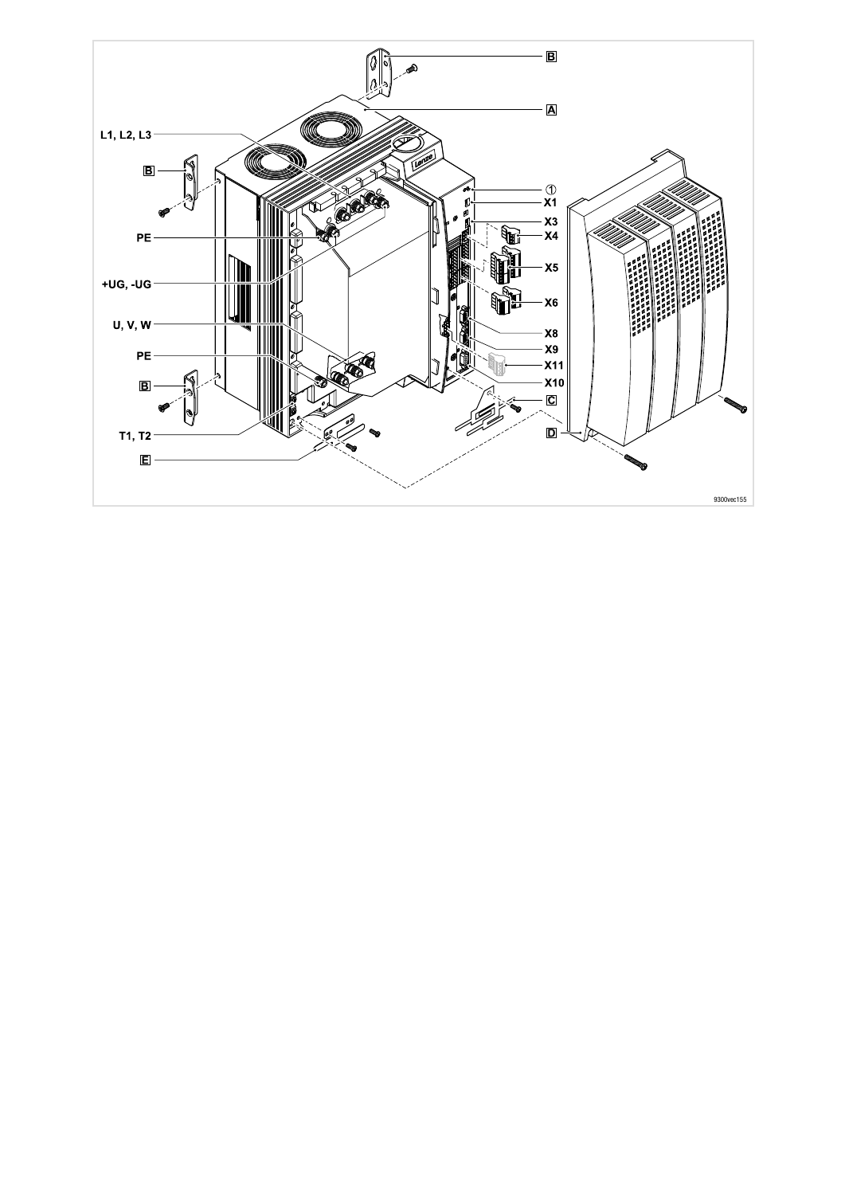B

A

L1, L2, L3

B

① X1

X3

X4

PE

X5

+UG, -UG

X6

X8

U, V, W

X9

PE

X11

B

X10

C

T1, T2

D

E

9300vec155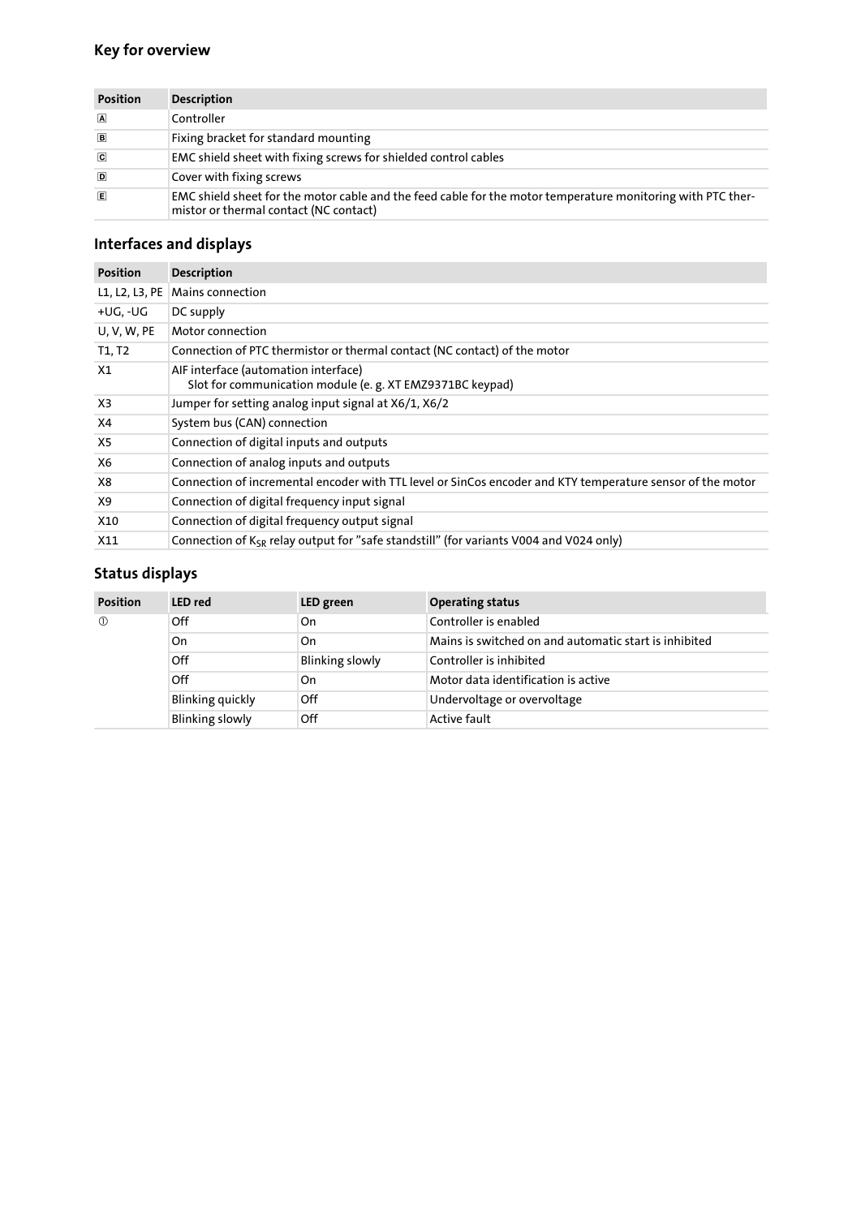## Key for overview

| Position | Description |
| --- | --- |
| A | Controller |
| B | Fixing bracket for standard mounting |
| C | EMC shield sheet with fixing screws for shielded control cables |
| D | Cover with fixing screws |
| E | EMC shield sheet for the motor cable and the feed cable for the motor temperature monitoring with PTC thermistor or thermal contact (NC contact) |

## Interfaces and displays

| Position | Description |
| --- | --- |
| L1, L2, L3, PE | Mains connection |
| +UG, -UG | DC supply |
| U, V, W, PE | Motor connection |
| T1, T2 | Connection of PTC thermistor or thermal contact (NC contact) of the motor |
| X1 | AIF interface (automation interface)<br>Slot for communication module (e. g. XT EMZ9371BC keypad) |
| X3 | Jumper for setting analog input signal at X6/1, X6/2 |
| X4 | System bus (CAN) connection |
| X5 | Connection of digital inputs and outputs |
| X6 | Connection of analog inputs and outputs |
| X8 | Connection of incremental encoder with TTL level or SinCos encoder and KTY temperature sensor of the motor |
| X9 | Connection of digital frequency input signal |
| X10 | Connection of digital frequency output signal |
| X11 | Connection of $K_{SR}$ relay output for "safe standstill" (for variants V004 and V024 only) |

## Status displays

| Position | LED red | LED green | Operating status |
| --- | --- | --- | --- |
| ① | Off | On | Controller is enabled |
| | On | On | Mains is switched on and automatic start is inhibited |
| | Off | Blinking slowly | Controller is inhibited |
| | Off | On | Motor data identification is active |
| | Blinking quickly | Off | Undervoltage or overvoltage |
| | Blinking slowly | Off | Active fault |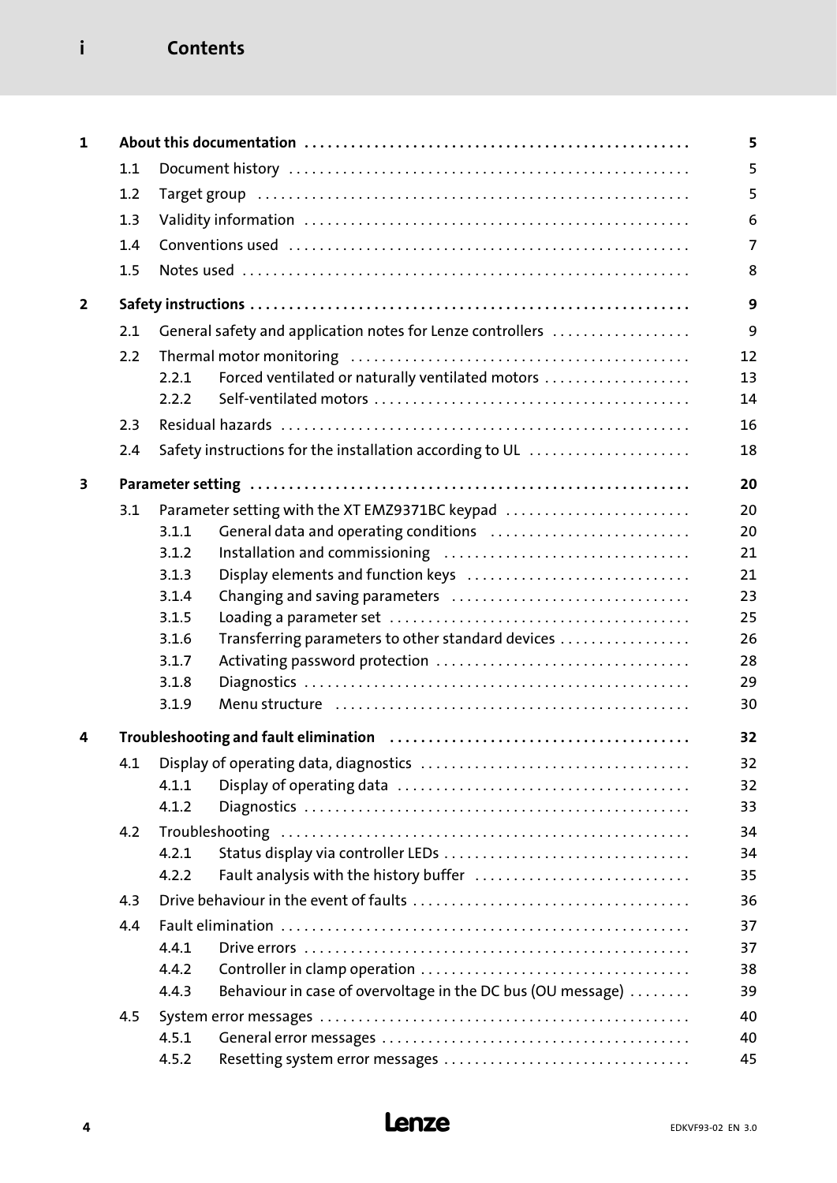# Contents

| | | | |
|---|---|---|---|
| **1** | **About this documentation** | | **5** |
| | 1.1 | Document history | 5 |
| | 1.2 | Target group | 5 |
| | 1.3 | Validity information | 6 |
| | 1.4 | Conventions used | 7 |
| | 1.5 | Notes used | 8 |
| **2** | **Safety instructions** | | **9** |
| | 2.1 | General safety and application notes for Lenze controllers | 9 |
| | 2.2 | Thermal motor monitoring | 12 |
| | 2.2.1 | Forced ventilated or naturally ventilated motors | 13 |
| | 2.2.2 | Self-ventilated motors | 14 |
| | 2.3 | Residual hazards | 16 |
| | 2.4 | Safety instructions for the installation according to UL | 18 |
| **3** | **Parameter setting** | | **20** |
| | 3.1 | Parameter setting with the XT EMZ9371BC keypad | 20 |
| | 3.1.1 | General data and operating conditions | 20 |
| | 3.1.2 | Installation and commissioning | 21 |
| | 3.1.3 | Display elements and function keys | 21 |
| | 3.1.4 | Changing and saving parameters | 23 |
| | 3.1.5 | Loading a parameter set | 25 |
| | 3.1.6 | Transferring parameters to other standard devices | 26 |
| | 3.1.7 | Activating password protection | 28 |
| | 3.1.8 | Diagnostics | 29 |
| | 3.1.9 | Menu structure | 30 |
| **4** | **Troubleshooting and fault elimination** | | **32** |
| | 4.1 | Display of operating data, diagnostics | 32 |
| | 4.1.1 | Display of operating data | 32 |
| | 4.1.2 | Diagnostics | 33 |
| | 4.2 | Troubleshooting | 34 |
| | 4.2.1 | Status display via controller LEDs | 34 |
| | 4.2.2 | Fault analysis with the history buffer | 35 |
| | 4.3 | Drive behaviour in the event of faults | 36 |
| | 4.4 | Fault elimination | 37 |
| | 4.4.1 | Drive errors | 37 |
| | 4.4.2 | Controller in clamp operation | 38 |
| | 4.4.3 | Behaviour in case of overvoltage in the DC bus (OU message) | 39 |
| | 4.5 | System error messages | 40 |
| | 4.5.1 | General error messages | 40 |
| | 4.5.2 | Resetting system error messages | 45 |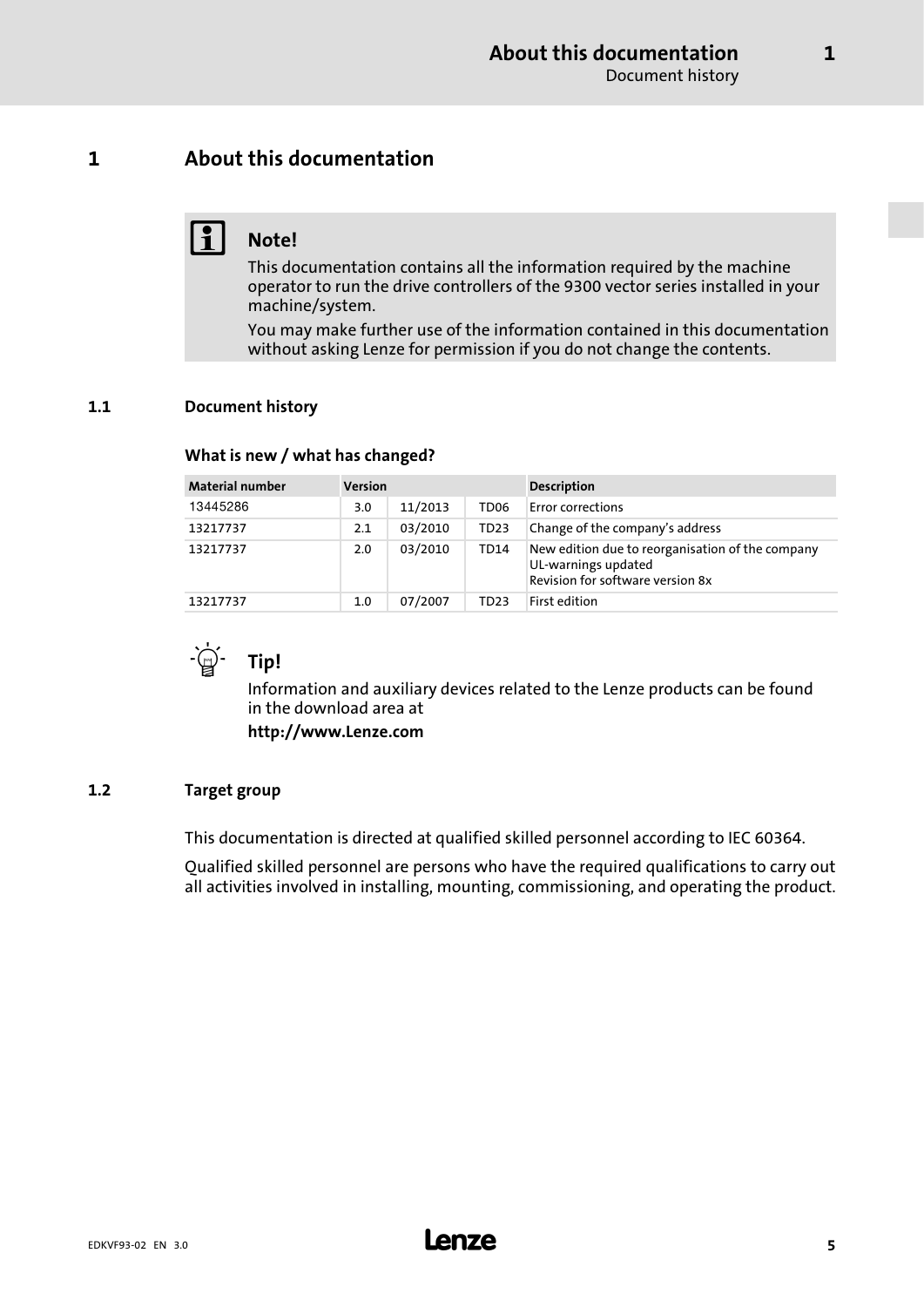# 1 About this documentation

> **Note!**
>
> This documentation contains all the information required by the machine operator to run the drive controllers of the 9300 vector series installed in your machine/system.
>
> You may make further use of the information contained in this documentation without asking Lenze for permission if you do not change the contents.

## 1.1 Document history

**What is new / what has changed?**

| Material number | Version | | | Description |
|---|---|---|---|---|
| 13445286 | 3.0 | 11/2013 | TD06 | Error corrections |
| 13217737 | 2.1 | 03/2010 | TD23 | Change of the company's address |
| 13217737 | 2.0 | 03/2010 | TD14 | New edition due to reorganisation of the company<br>UL-warnings updated<br>Revision for software version 8x |
| 13217737 | 1.0 | 07/2007 | TD23 | First edition |

> **Tip!**
>
> Information and auxiliary devices related to the Lenze products can be found in the download area at
>
> **http://www.Lenze.com**

## 1.2 Target group

This documentation is directed at qualified skilled personnel according to IEC 60364.

Qualified skilled personnel are persons who have the required qualifications to carry out all activities involved in installing, mounting, commissioning, and operating the product.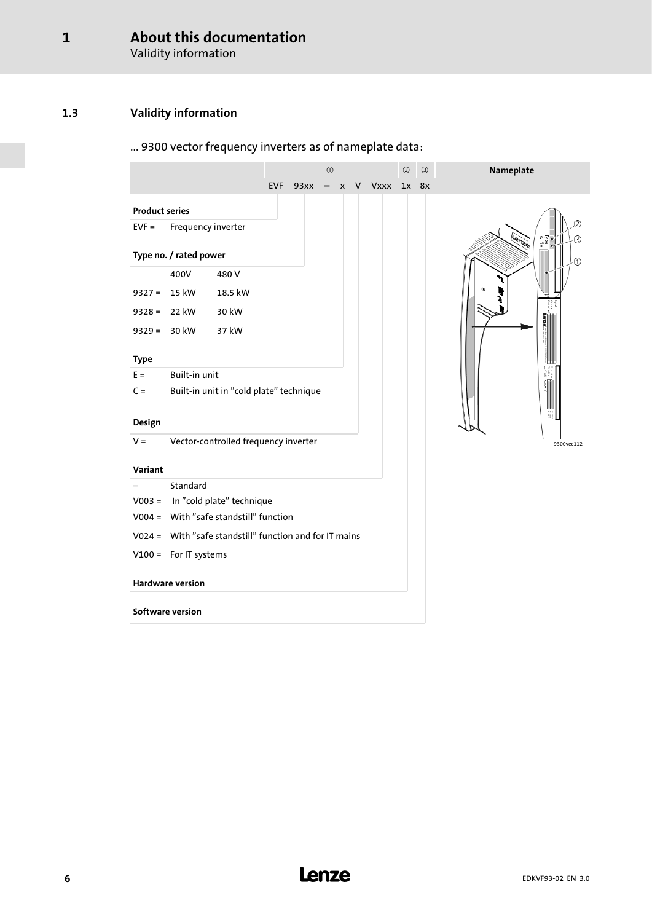## 1.3 Validity information

... 9300 vector frequency inverters as of nameplate data:

| ① | | | | | | ② | ③ |
|---|---|---|---|---|---|---|---|
| EVF | 93xx | – | x | V | Vxxx | 1x | 8x |

**Product series**

EVF = Frequency inverter

**Type no. / rated power**

| | 400V | 480 V |
|---|---|---|
| 9327 = | 15 kW | 18.5 kW |
| 9328 = | 22 kW | 30 kW |
| 9329 = | 30 kW | 37 kW |

**Type**

E = Built-in unit

C = Built-in unit in ”cold plate” technique

**Design**

V = Vector-controlled frequency inverter

**Variant**

– Standard

V003 = In ”cold plate” technique

V004 = With ”safe standstill” function

V024 = With ”safe standstill” function and for IT mains

V100 = For IT systems

**Hardware version**

**Software version**

**Nameplate**

9300vec112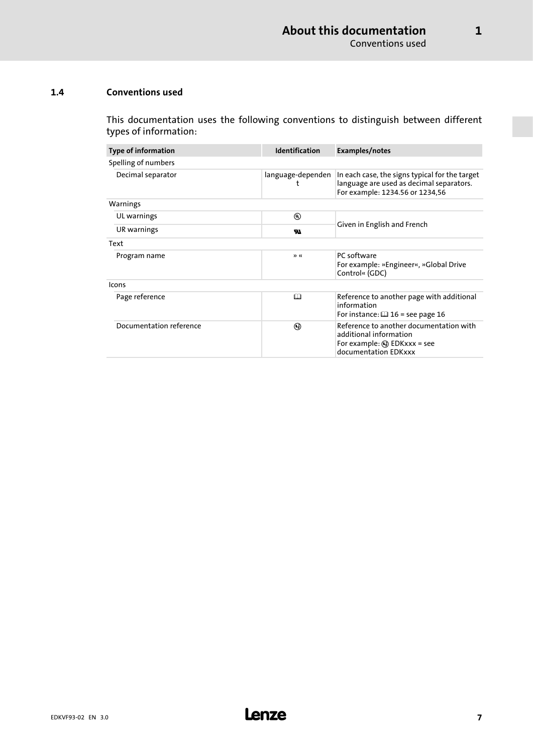## 1.4 Conventions used

This documentation uses the following conventions to distinguish between different types of information:

| Type of information | Identification | Examples/notes |
|---|---|---|
| Spelling of numbers | | |
| Decimal separator | language-dependent | In each case, the signs typical for the target language are used as decimal separators. For example: 1234.56 or 1234,56 |
| Warnings | | |
| UL warnings | Ⓤ | Given in English and French |
| UR warnings | Ⓡ | |
| Text | | |
| Program name | » « | PC software For example: »Engineer«, »Global Drive Control« (GDC) |
| Icons | | |
| Page reference | 🕮 | Reference to another page with additional information For instance: 🕮 16 = see page 16 |
| Documentation reference | ⊚ | Reference to another documentation with additional information For example: ⊚ EDKxxx = see documentation EDKxxx |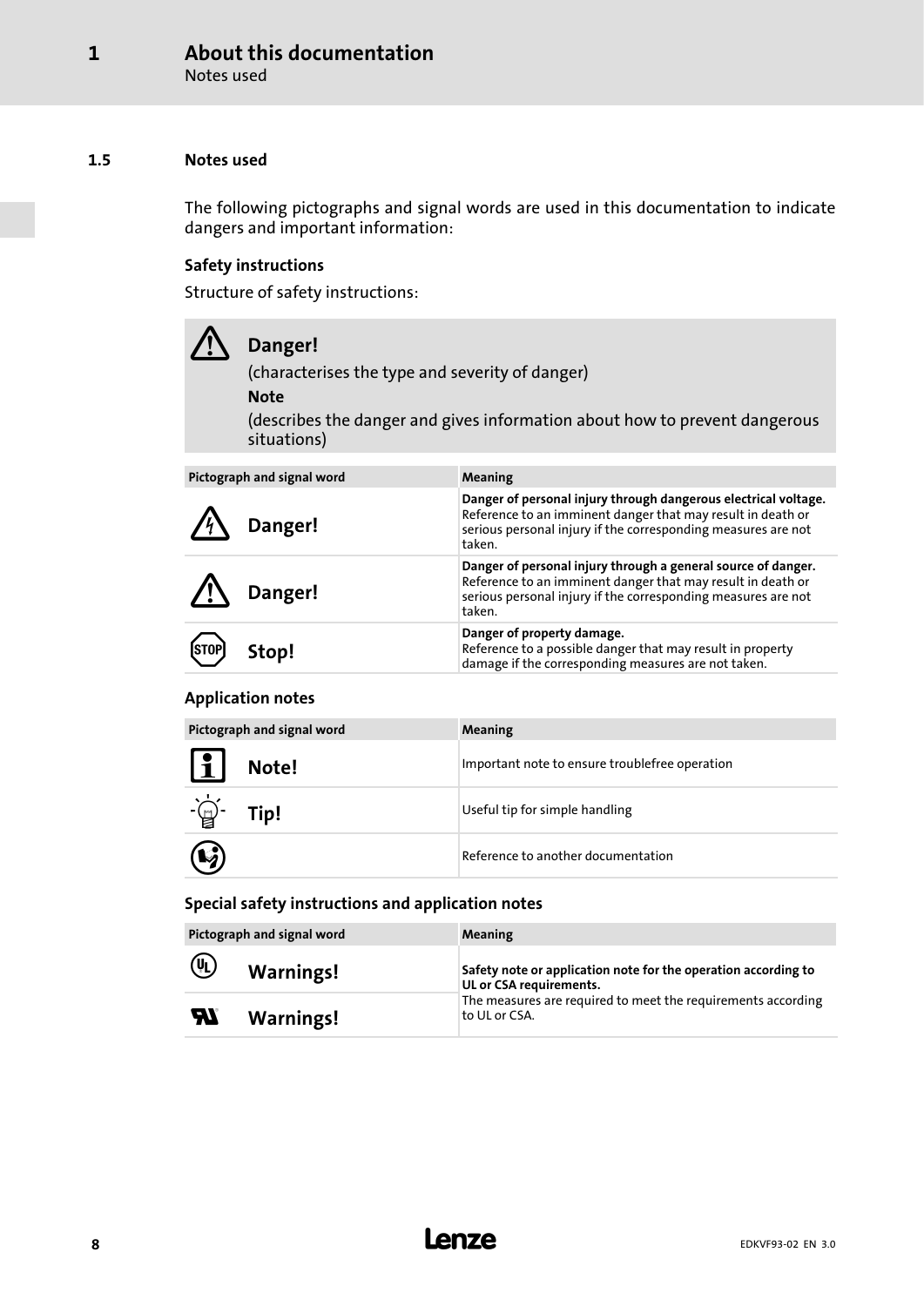## 1.5 Notes used

The following pictographs and signal words are used in this documentation to indicate dangers and important information:

### Safety instructions

Structure of safety instructions:

> **Danger!**
>
> (characterises the type and severity of danger)
>
> **Note**
>
> (describes the danger and gives information about how to prevent dangerous situations)

| Pictograph and signal word | Meaning |
|---|---|
| **Danger!** | **Danger of personal injury through dangerous electrical voltage.** Reference to an imminent danger that may result in death or serious personal injury if the corresponding measures are not taken. |
| **Danger!** | **Danger of personal injury through a general source of danger.** Reference to an imminent danger that may result in death or serious personal injury if the corresponding measures are not taken. |
| **Stop!** | **Danger of property damage.** Reference to a possible danger that may result in property damage if the corresponding measures are not taken. |

### Application notes

| Pictograph and signal word | Meaning |
|---|---|
| **Note!** | Important note to ensure troublefree operation |
| **Tip!** | Useful tip for simple handling |
| | Reference to another documentation |

### Special safety instructions and application notes

| Pictograph and signal word | Meaning |
|---|---|
| **Warnings!** | **Safety note or application note for the operation according to UL or CSA requirements.** The measures are required to meet the requirements according to UL or CSA. |
| **Warnings!** | |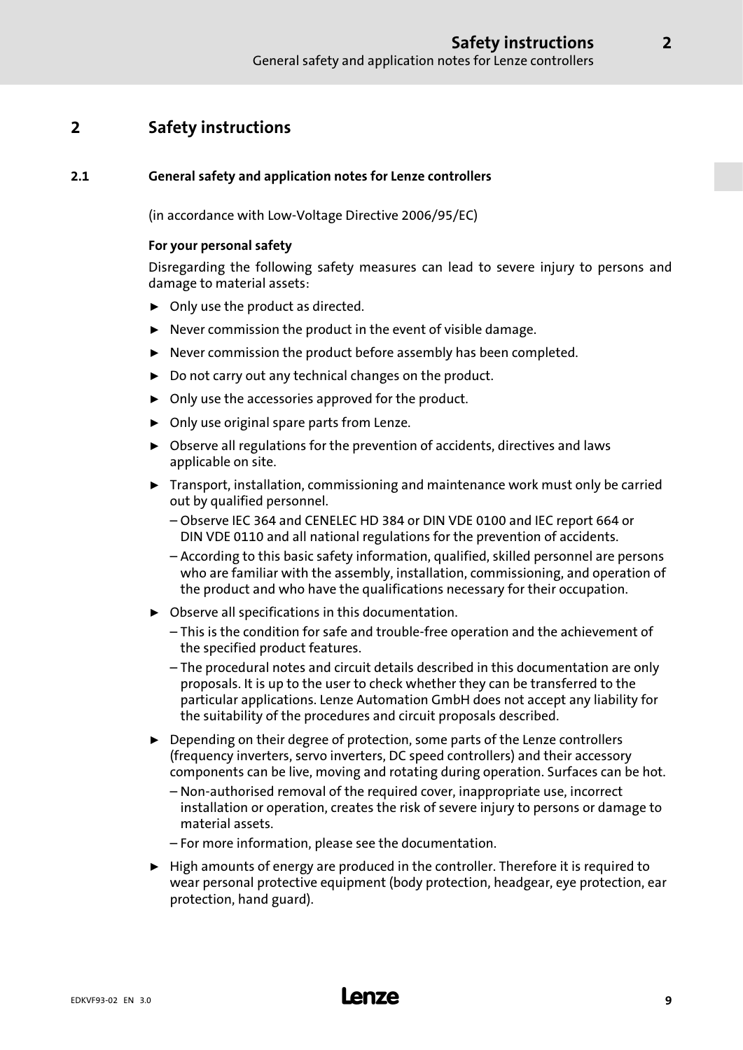# 2 Safety instructions

## 2.1 General safety and application notes for Lenze controllers

(in accordance with Low-Voltage Directive 2006/95/EC)

**For your personal safety**

Disregarding the following safety measures can lead to severe injury to persons and damage to material assets:

- Only use the product as directed.
- Never commission the product in the event of visible damage.
- Never commission the product before assembly has been completed.
- Do not carry out any technical changes on the product.
- Only use the accessories approved for the product.
- Only use original spare parts from Lenze.
- Observe all regulations for the prevention of accidents, directives and laws applicable on site.
- Transport, installation, commissioning and maintenance work must only be carried out by qualified personnel.
  - Observe IEC 364 and CENELEC HD 384 or DIN VDE 0100 and IEC report 664 or DIN VDE 0110 and all national regulations for the prevention of accidents.
  - According to this basic safety information, qualified, skilled personnel are persons who are familiar with the assembly, installation, commissioning, and operation of the product and who have the qualifications necessary for their occupation.
- Observe all specifications in this documentation.
  - This is the condition for safe and trouble-free operation and the achievement of the specified product features.
  - The procedural notes and circuit details described in this documentation are only proposals. It is up to the user to check whether they can be transferred to the particular applications. Lenze Automation GmbH does not accept any liability for the suitability of the procedures and circuit proposals described.
- Depending on their degree of protection, some parts of the Lenze controllers (frequency inverters, servo inverters, DC speed controllers) and their accessory components can be live, moving and rotating during operation. Surfaces can be hot.
  - Non-authorised removal of the required cover, inappropriate use, incorrect installation or operation, creates the risk of severe injury to persons or damage to material assets.
  - For more information, please see the documentation.
- High amounts of energy are produced in the controller. Therefore it is required to wear personal protective equipment (body protection, headgear, eye protection, ear protection, hand guard).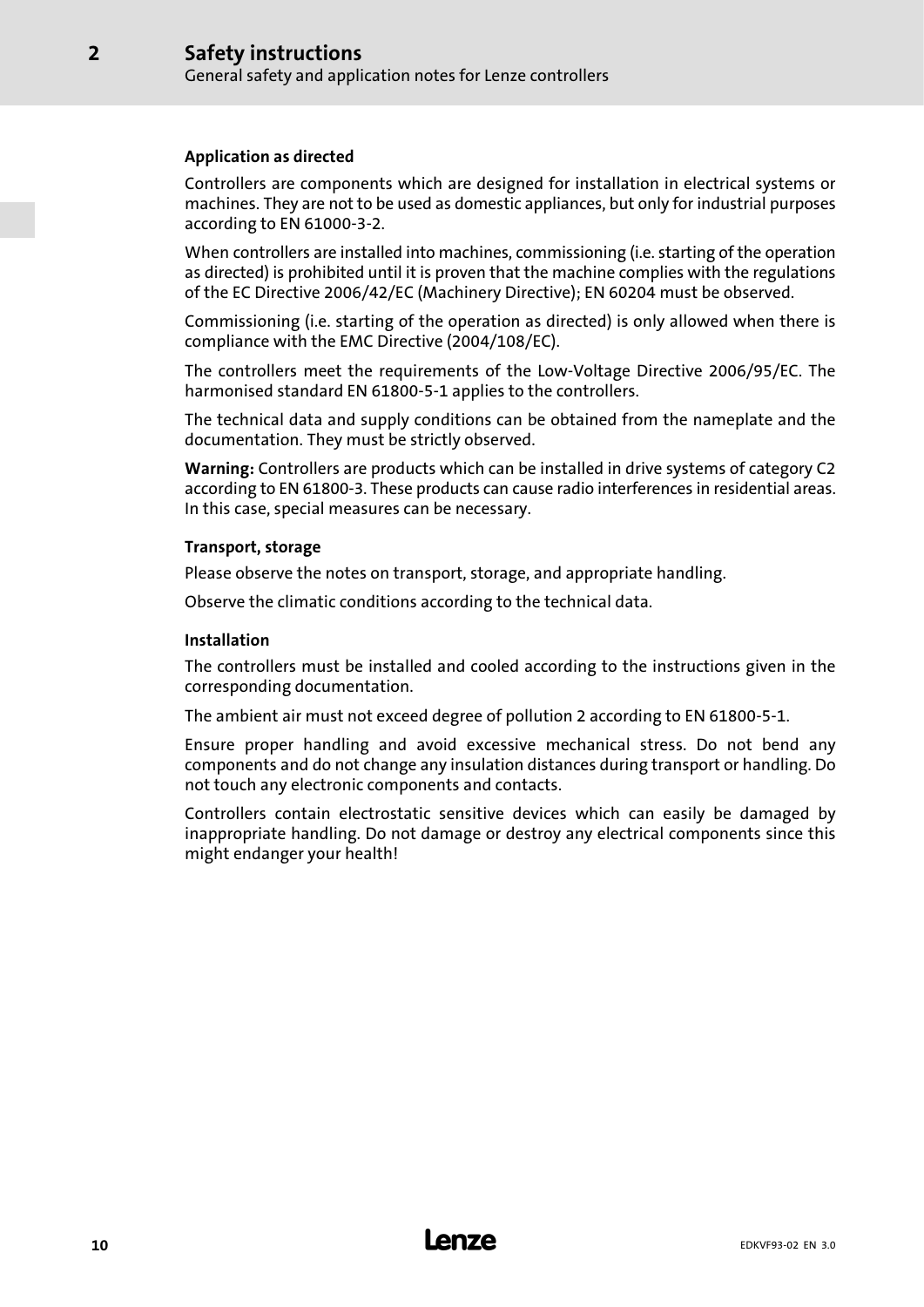## Application as directed

Controllers are components which are designed for installation in electrical systems or machines. They are not to be used as domestic appliances, but only for industrial purposes according to EN 61000-3-2.

When controllers are installed into machines, commissioning (i.e. starting of the operation as directed) is prohibited until it is proven that the machine complies with the regulations of the EC Directive 2006/42/EC (Machinery Directive); EN 60204 must be observed.

Commissioning (i.e. starting of the operation as directed) is only allowed when there is compliance with the EMC Directive (2004/108/EC).

The controllers meet the requirements of the Low-Voltage Directive 2006/95/EC. The harmonised standard EN 61800-5-1 applies to the controllers.

The technical data and supply conditions can be obtained from the nameplate and the documentation. They must be strictly observed.

**Warning:** Controllers are products which can be installed in drive systems of category C2 according to EN 61800-3. These products can cause radio interferences in residential areas. In this case, special measures can be necessary.

## Transport, storage

Please observe the notes on transport, storage, and appropriate handling.

Observe the climatic conditions according to the technical data.

## Installation

The controllers must be installed and cooled according to the instructions given in the corresponding documentation.

The ambient air must not exceed degree of pollution 2 according to EN 61800-5-1.

Ensure proper handling and avoid excessive mechanical stress. Do not bend any components and do not change any insulation distances during transport or handling. Do not touch any electronic components and contacts.

Controllers contain electrostatic sensitive devices which can easily be damaged by inappropriate handling. Do not damage or destroy any electrical components since this might endanger your health!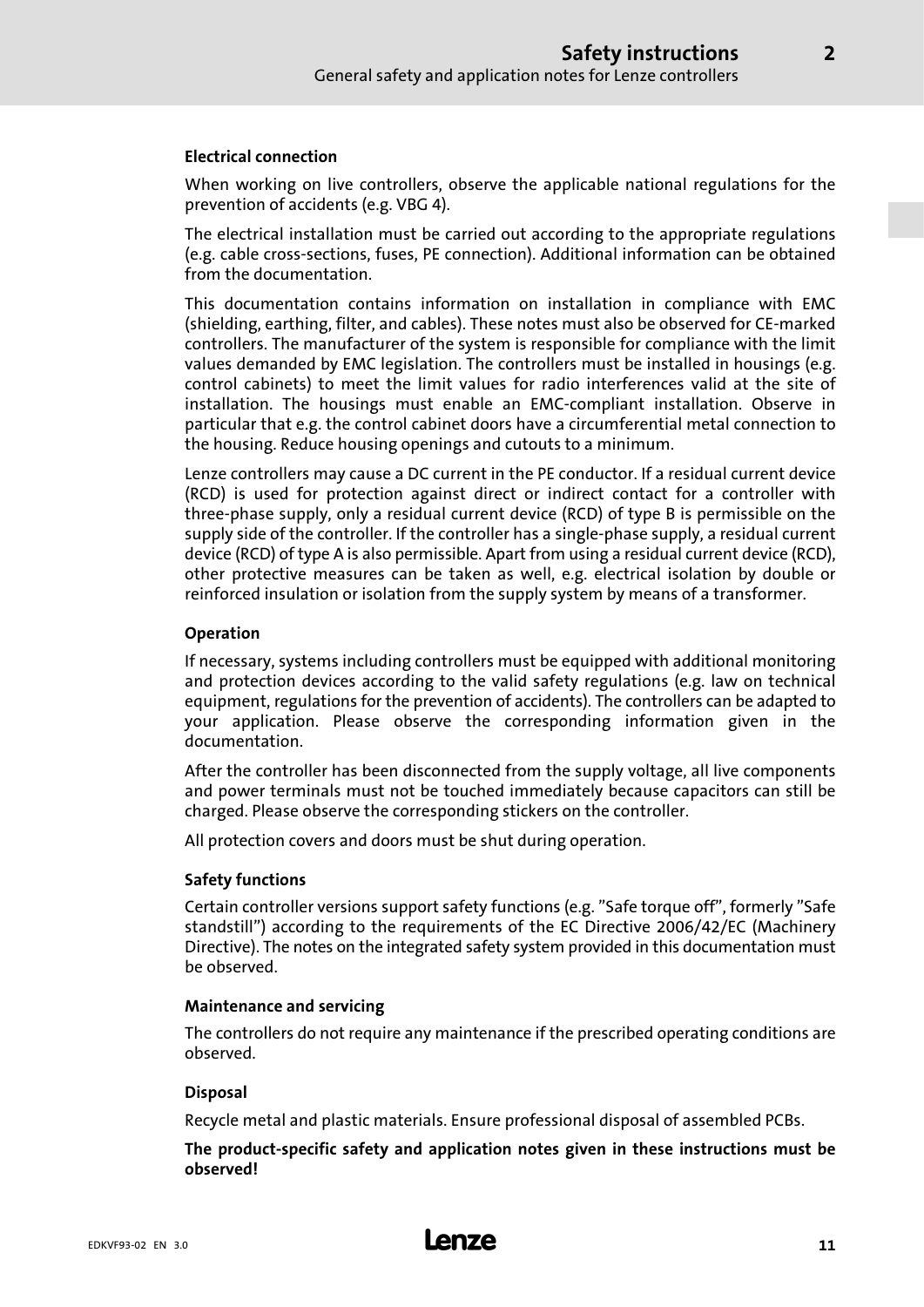#### Electrical connection

When working on live controllers, observe the applicable national regulations for the prevention of accidents (e.g. VBG 4).

The electrical installation must be carried out according to the appropriate regulations (e.g. cable cross-sections, fuses, PE connection). Additional information can be obtained from the documentation.

This documentation contains information on installation in compliance with EMC (shielding, earthing, filter, and cables). These notes must also be observed for CE-marked controllers. The manufacturer of the system is responsible for compliance with the limit values demanded by EMC legislation. The controllers must be installed in housings (e.g. control cabinets) to meet the limit values for radio interferences valid at the site of installation. The housings must enable an EMC-compliant installation. Observe in particular that e.g. the control cabinet doors have a circumferential metal connection to the housing. Reduce housing openings and cutouts to a minimum.

Lenze controllers may cause a DC current in the PE conductor. If a residual current device (RCD) is used for protection against direct or indirect contact for a controller with three-phase supply, only a residual current device (RCD) of type B is permissible on the supply side of the controller. If the controller has a single-phase supply, a residual current device (RCD) of type A is also permissible. Apart from using a residual current device (RCD), other protective measures can be taken as well, e.g. electrical isolation by double or reinforced insulation or isolation from the supply system by means of a transformer.

#### Operation

If necessary, systems including controllers must be equipped with additional monitoring and protection devices according to the valid safety regulations (e.g. law on technical equipment, regulations for the prevention of accidents). The controllers can be adapted to your application. Please observe the corresponding information given in the documentation.

After the controller has been disconnected from the supply voltage, all live components and power terminals must not be touched immediately because capacitors can still be charged. Please observe the corresponding stickers on the controller.

All protection covers and doors must be shut during operation.

#### Safety functions

Certain controller versions support safety functions (e.g. "Safe torque off", formerly "Safe standstill") according to the requirements of the EC Directive 2006/42/EC (Machinery Directive). The notes on the integrated safety system provided in this documentation must be observed.

#### Maintenance and servicing

The controllers do not require any maintenance if the prescribed operating conditions are observed.

#### Disposal

Recycle metal and plastic materials. Ensure professional disposal of assembled PCBs.

**The product-specific safety and application notes given in these instructions must be observed!**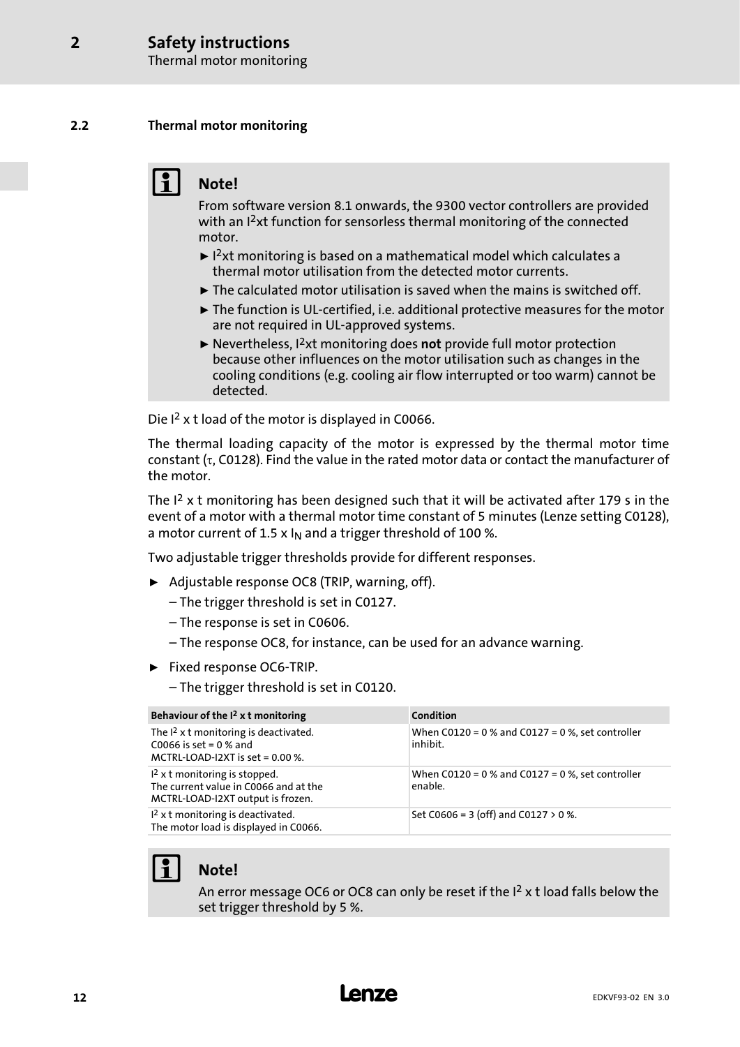## 2.2 Thermal motor monitoring

**Note!**

From software version 8.1 onwards, the 9300 vector controllers are provided with an $I^2xt$ function for sensorless thermal monitoring of the connected motor.

- $I^2xt$ monitoring is based on a mathematical model which calculates a thermal motor utilisation from the detected motor currents.
- The calculated motor utilisation is saved when the mains is switched off.
- The function is UL-certified, i.e. additional protective measures for the motor are not required in UL-approved systems.
- Nevertheless, $I^2xt$ monitoring does **not** provide full motor protection because other influences on the motor utilisation such as changes in the cooling conditions (e.g. cooling air flow interrupted or too warm) cannot be detected.

Die $I^2$ x t load of the motor is displayed in C0066.

The thermal loading capacity of the motor is expressed by the thermal motor time constant ($\tau$, C0128). Find the value in the rated motor data or contact the manufacturer of the motor.

The $I^2$ x t monitoring has been designed such that it will be activated after 179 s in the event of a motor with a thermal motor time constant of 5 minutes (Lenze setting C0128), a motor current of 1.5 x $I_N$ and a trigger threshold of 100 %.

Two adjustable trigger thresholds provide for different responses.

- Adjustable response OC8 (TRIP, warning, off).
  - The trigger threshold is set in C0127.
  - The response is set in C0606.
  - The response OC8, for instance, can be used for an advance warning.
- Fixed response OC6-TRIP.
  - The trigger threshold is set in C0120.

| Behaviour of the $I^2$ x t monitoring | Condition |
|---|---|
| The $I^2$ x t monitoring is deactivated. C0066 is set = 0 % and MCTRL-LOAD-I2XT is set = 0.00 %. | When C0120 = 0 % and C0127 = 0 %, set controller inhibit. |
| $I^2$ x t monitoring is stopped. The current value in C0066 and at the MCTRL-LOAD-I2XT output is frozen. | When C0120 = 0 % and C0127 = 0 %, set controller enable. |
| $I^2$ x t monitoring is deactivated. The motor load is displayed in C0066. | Set C0606 = 3 (off) and C0127 > 0 %. |

**Note!**

An error message OC6 or OC8 can only be reset if the $I^2$ x t load falls below the set trigger threshold by 5 %.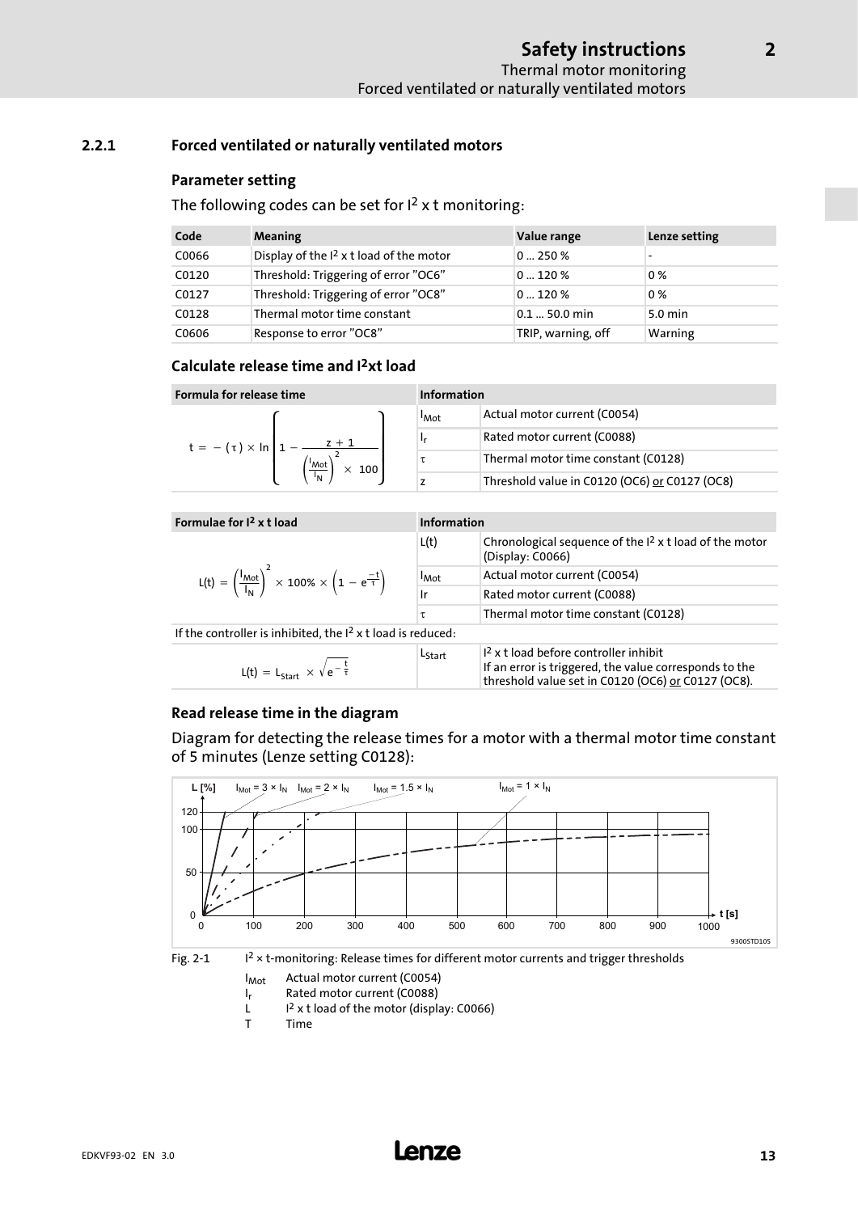### 2.2.1 Forced ventilated or naturally ventilated motors

#### Parameter setting

The following codes can be set for $I^2$ x t monitoring:

| Code | Meaning | Value range | Lenze setting |
|---|---|---|---|
| C0066 | Display of the $I^2$ x t load of the motor | 0 ... 250 % | - |
| C0120 | Threshold: Triggering of error "OC6" | 0 ... 120 % | 0 % |
| C0127 | Threshold: Triggering of error "OC8" | 0 ... 120 % | 0 % |
| C0128 | Thermal motor time constant | 0.1 ... 50.0 min | 5.0 min |
| C0606 | Response to error "OC8" | TRIP, warning, off | Warning |

#### Calculate release time and $I^2$xt load

| Formula for release time | Information | |
|---|---|---|
| $$t = -(\tau) \times \ln\left(1 - \frac{z+1}{\left(\frac{I_{Mot}}{I_N}\right)^2 \times 100}\right)$$ | $I_{Mot}$ | Actual motor current (C0054) |
| | $I_r$ | Rated motor current (C0088) |
| | $\tau$ | Thermal motor time constant (C0128) |
| | z | Threshold value in C0120 (OC6) or C0127 (OC8) |

| Formulae for $I^2$ x t load | Information | |
|---|---|---|
| $$L(t) = \left(\frac{I_{Mot}}{I_N}\right)^2 \times 100\% \times \left(1 - e^{\frac{-t}{\tau}}\right)$$ | L(t) | Chronological sequence of the $I^2$ x t load of the motor (Display: C0066) |
| | $I_{Mot}$ | Actual motor current (C0054) |
| | Ir | Rated motor current (C0088) |
| | $\tau$ | Thermal motor time constant (C0128) |
| If the controller is inhibited, the $I^2$ x t load is reduced: | | |
| $$L(t) = L_{Start} \times \sqrt{e^{-\frac{t}{\tau}}}$$ | $L_{Start}$ | $I^2$ x t load before controller inhibit<br>If an error is triggered, the value corresponds to the threshold value set in C0120 (OC6) or C0127 (OC8). |

#### Read release time in the diagram

Diagram for detecting the release times for a motor with a thermal motor time constant of 5 minutes (Lenze setting C0128):

Fig. 2-1 $I^2$ × t-monitoring: Release times for different motor currents and trigger thresholds

- $I_{Mot}$ Actual motor current (C0054)
- $I_r$ Rated motor current (C0088)
- L $I^2$ x t load of the motor (display: C0066)
- T Time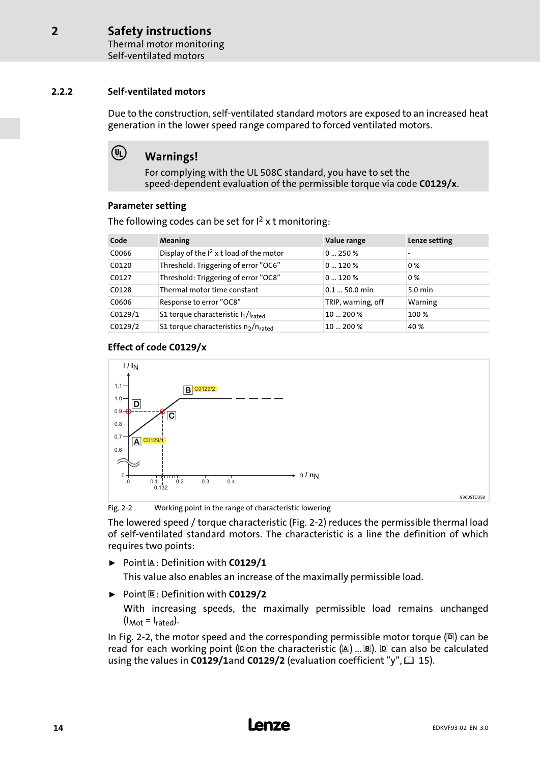### 2.2.2 Self-ventilated motors

Due to the construction, self-ventilated standard motors are exposed to an increased heat generation in the lower speed range compared to forced ventilated motors.

**Warnings!**

For complying with the UL 508C standard, you have to set the speed-dependent evaluation of the permissible torque via code **C0129/x**.

#### Parameter setting

The following codes can be set for $I^2$ x t monitoring:

| Code | Meaning | Value range | Lenze setting |
|---|---|---|---|
| C0066 | Display of the $I^2$ x t load of the motor | 0 ... 250 % | - |
| C0120 | Threshold: Triggering of error "OC6" | 0 ... 120 % | 0 % |
| C0127 | Threshold: Triggering of error "OC8" | 0 ... 120 % | 0 % |
| C0128 | Thermal motor time constant | 0.1 ... 50.0 min | 5.0 min |
| C0606 | Response to error "OC8" | TRIP, warning, off | Warning |
| C0129/1 | S1 torque characteristic $I_1/I_{rated}$ | 10 ... 200 % | 100 % |
| C0129/2 | S1 torque characteristics $n_2/n_{rated}$ | 10 ... 200 % | 40 % |

#### Effect of code C0129/x

Fig. 2-2 Working point in the range of characteristic lowering

The lowered speed / torque characteristic (Fig. 2-2) reduces the permissible thermal load of self-ventilated standard motors. The characteristic is a line the definition of which requires two points:

- Point A: Definition with **C0129/1**

  This value also enables an increase of the maximally permissible load.

- Point B: Definition with **C0129/2**

  With increasing speeds, the maximally permissible load remains unchanged ($I_{Mot} = I_{rated}$).

In Fig. 2-2, the motor speed and the corresponding permissible motor torque (D) can be read for each working point (C on the characteristic (A) ... B). D can also be calculated using the values in **C0129/1** and **C0129/2** (evaluation coefficient "y", 15).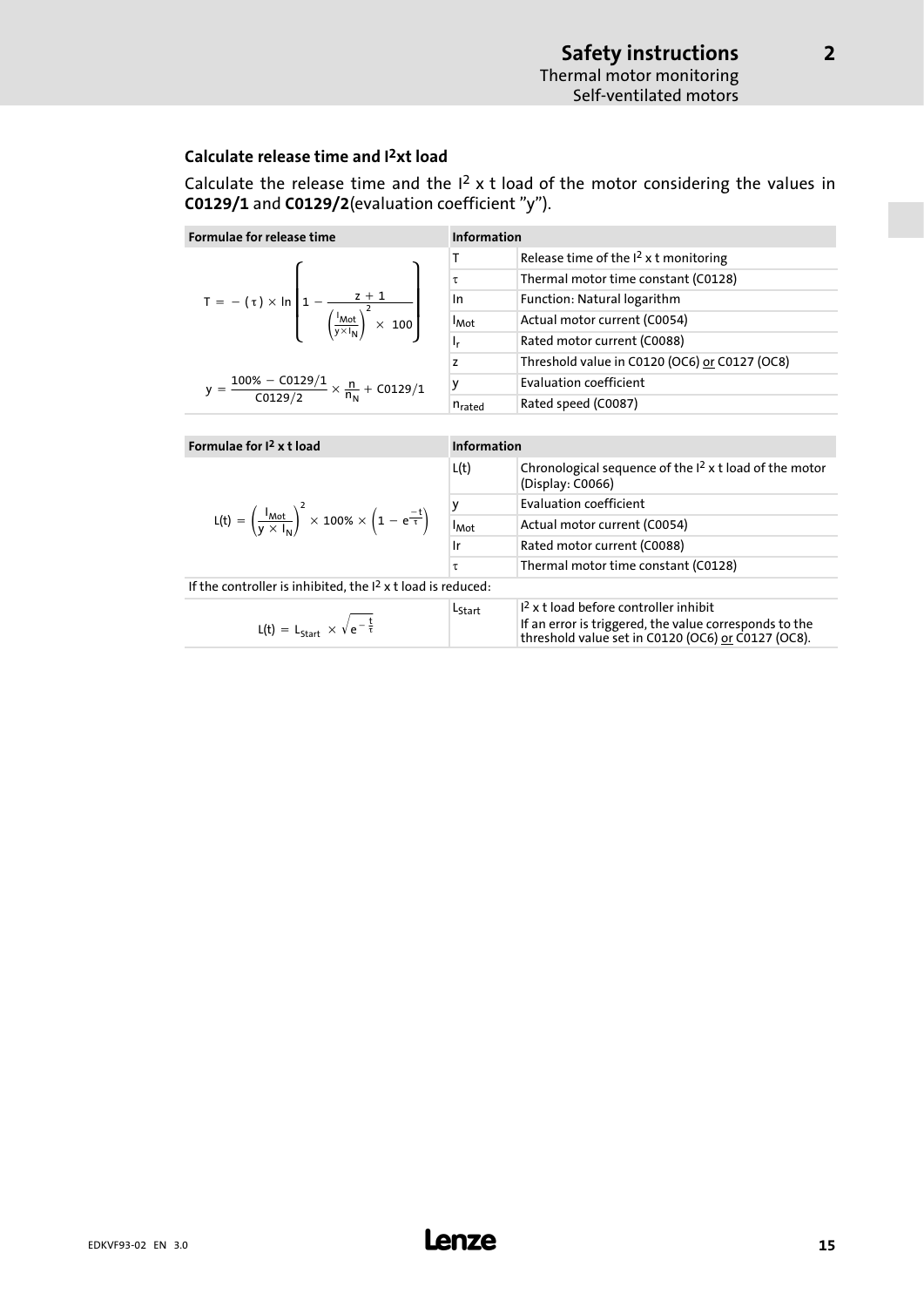### Calculate release time and $I^2$xt load

Calculate the release time and the $I^2$ x t load of the motor considering the values in **C0129/1** and **C0129/2**(evaluation coefficient "y").

| Formulae for release time | Information | |
|---|---|---|
| $$T = -(\tau) \times \ln\left(1 - \frac{z+1}{\left(\frac{I_{Mot}}{y \times I_N}\right)^2 \times 100}\right)$$ | T | Release time of the $I^2$ x t monitoring |
| | $\tau$ | Thermal motor time constant (C0128) |
| | ln | Function: Natural logarithm |
| | $I_{Mot}$ | Actual motor current (C0054) |
| | $I_r$ | Rated motor current (C0088) |
| | z | Threshold value in C0120 (OC6) or C0127 (OC8) |
| $$y = \frac{100\% - C0129/1}{C0129/2} \times \frac{n}{n_N} + C0129/1$$ | y | Evaluation coefficient |
| | $n_{rated}$ | Rated speed (C0087) |

| Formulae for $I^2$ x t load | Information | |
|---|---|---|
| $$L(t) = \left(\frac{I_{Mot}}{y \times I_N}\right)^2 \times 100\% \times \left(1 - e^{\frac{-t}{\tau}}\right)$$ | L(t) | Chronological sequence of the $I^2$ x t load of the motor (Display: C0066) |
| | y | Evaluation coefficient |
| | $I_{Mot}$ | Actual motor current (C0054) |
| | Ir | Rated motor current (C0088) |
| | $\tau$ | Thermal motor time constant (C0128) |
| If the controller is inhibited, the $I^2$ x t load is reduced: | | |
| $$L(t) = L_{Start} \times \sqrt{e^{-\frac{t}{\tau}}}$$ | $L_{Start}$ | $I^2$ x t load before controller inhibit<br>If an error is triggered, the value corresponds to the threshold value set in C0120 (OC6) or C0127 (OC8). |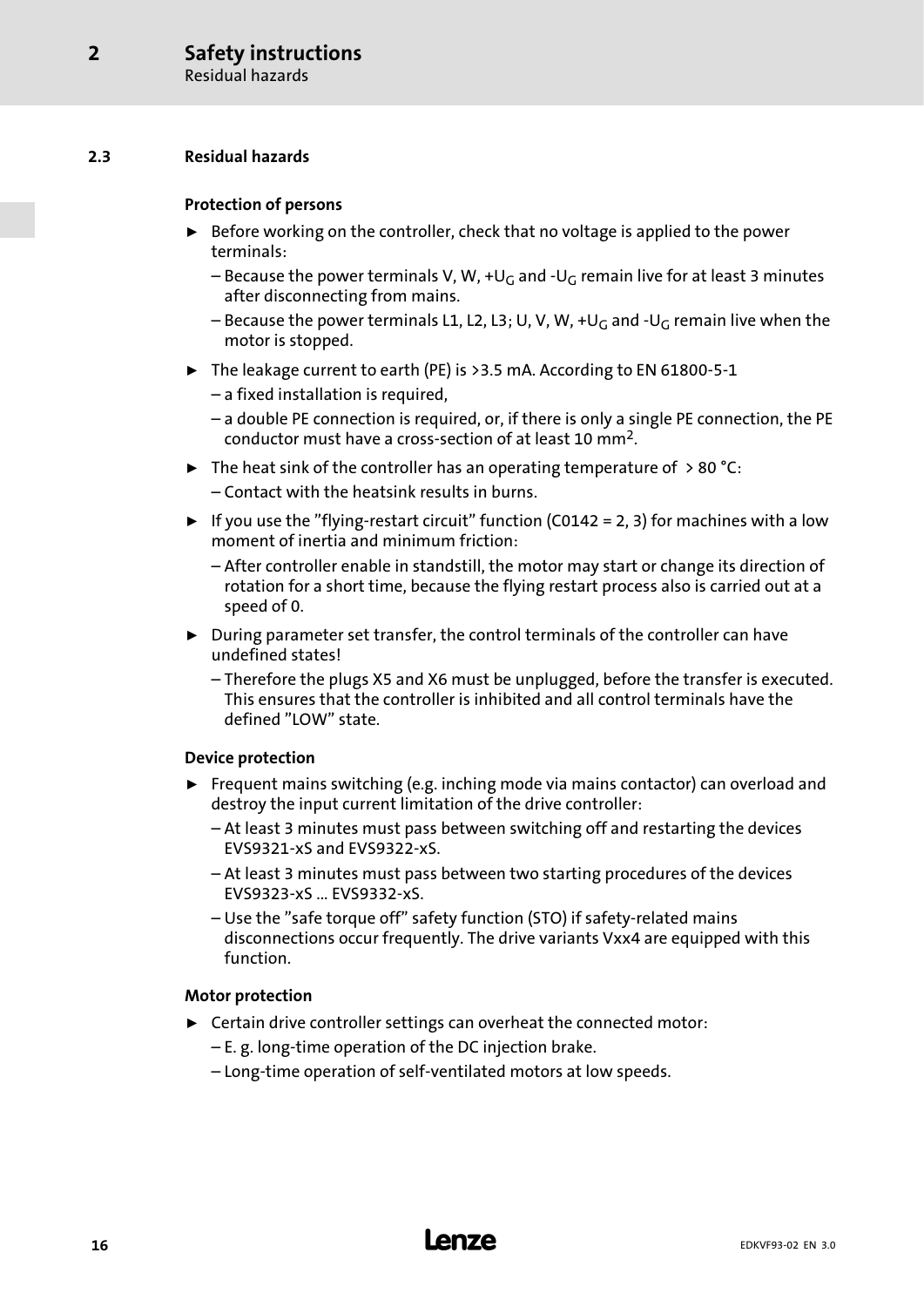## 2.3 Residual hazards

### Protection of persons

- Before working on the controller, check that no voltage is applied to the power terminals:
  - Because the power terminals V, W, $+U_G$ and $-U_G$ remain live for at least 3 minutes after disconnecting from mains.
  - Because the power terminals L1, L2, L3; U, V, W, $+U_G$ and $-U_G$ remain live when the motor is stopped.
- The leakage current to earth (PE) is >3.5 mA. According to EN 61800-5-1
  - a fixed installation is required,
  - a double PE connection is required, or, if there is only a single PE connection, the PE conductor must have a cross-section of at least 10 $mm^2$.
- The heat sink of the controller has an operating temperature of > 80 °C:
  - Contact with the heatsink results in burns.
- If you use the "flying-restart circuit" function (C0142 = 2, 3) for machines with a low moment of inertia and minimum friction:
  - After controller enable in standstill, the motor may start or change its direction of rotation for a short time, because the flying restart process also is carried out at a speed of 0.
- During parameter set transfer, the control terminals of the controller can have undefined states!
  - Therefore the plugs X5 and X6 must be unplugged, before the transfer is executed. This ensures that the controller is inhibited and all control terminals have the defined "LOW" state.

### Device protection

- Frequent mains switching (e.g. inching mode via mains contactor) can overload and destroy the input current limitation of the drive controller:
  - At least 3 minutes must pass between switching off and restarting the devices EVS9321-xS and EVS9322-xS.
  - At least 3 minutes must pass between two starting procedures of the devices EVS9323-xS ... EVS9332-xS.
  - Use the "safe torque off" safety function (STO) if safety-related mains disconnections occur frequently. The drive variants Vxx4 are equipped with this function.

### Motor protection

- Certain drive controller settings can overheat the connected motor:
  - E. g. long-time operation of the DC injection brake.
  - Long-time operation of self-ventilated motors at low speeds.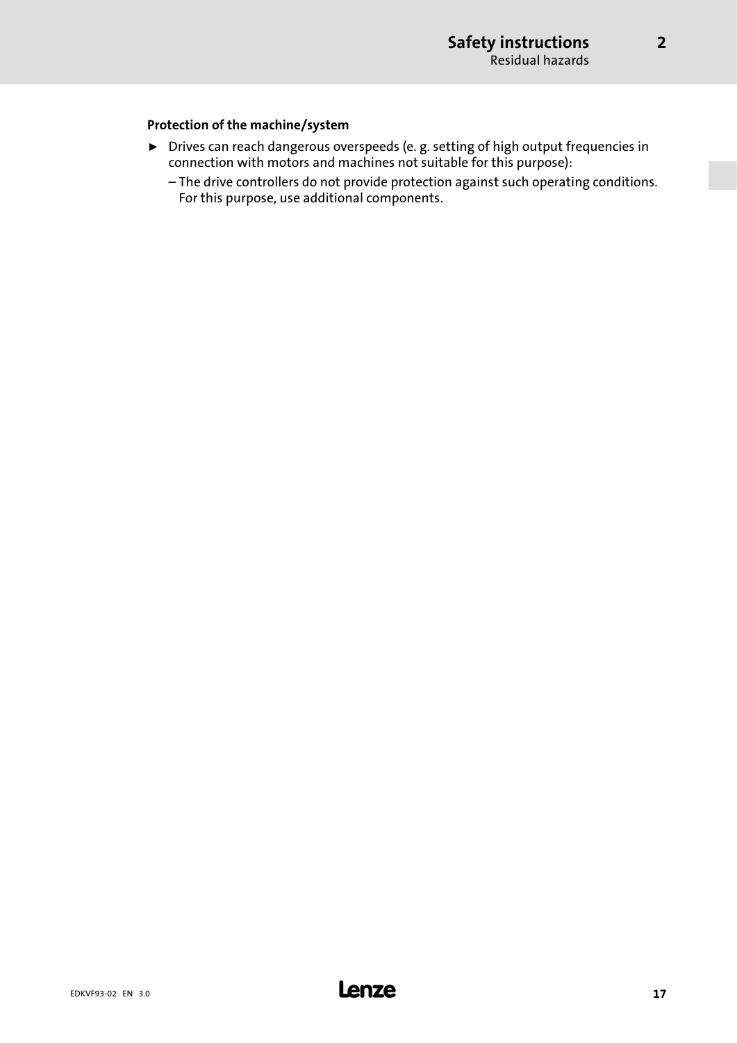**Protection of the machine/system**

- Drives can reach dangerous overspeeds (e. g. setting of high output frequencies in connection with motors and machines not suitable for this purpose):
  - The drive controllers do not provide protection against such operating conditions. For this purpose, use additional components.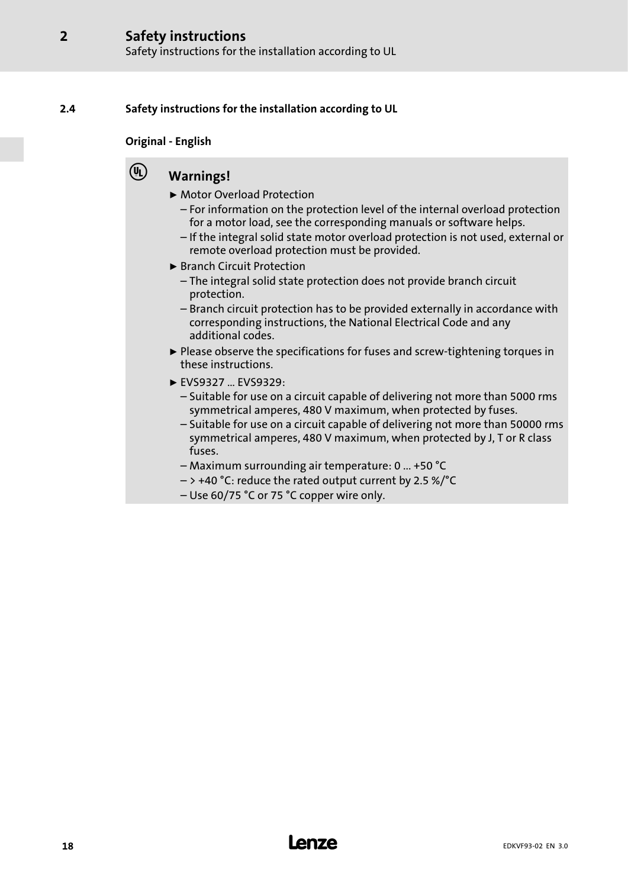## 2.4 Safety instructions for the installation according to UL

**Original - English**

**Warnings!**

- Motor Overload Protection
  - For information on the protection level of the internal overload protection for a motor load, see the corresponding manuals or software helps.
  - If the integral solid state motor overload protection is not used, external or remote overload protection must be provided.
- Branch Circuit Protection
  - The integral solid state protection does not provide branch circuit protection.
  - Branch circuit protection has to be provided externally in accordance with corresponding instructions, the National Electrical Code and any additional codes.
- Please observe the specifications for fuses and screw-tightening torques in these instructions.
- EVS9327 ... EVS9329:
  - Suitable for use on a circuit capable of delivering not more than 5000 rms symmetrical amperes, 480 V maximum, when protected by fuses.
  - Suitable for use on a circuit capable of delivering not more than 50000 rms symmetrical amperes, 480 V maximum, when protected by J, T or R class fuses.
  - Maximum surrounding air temperature: 0 ... +50 °C
  - > +40 °C: reduce the rated output current by 2.5 %/°C
  - Use 60/75 °C or 75 °C copper wire only.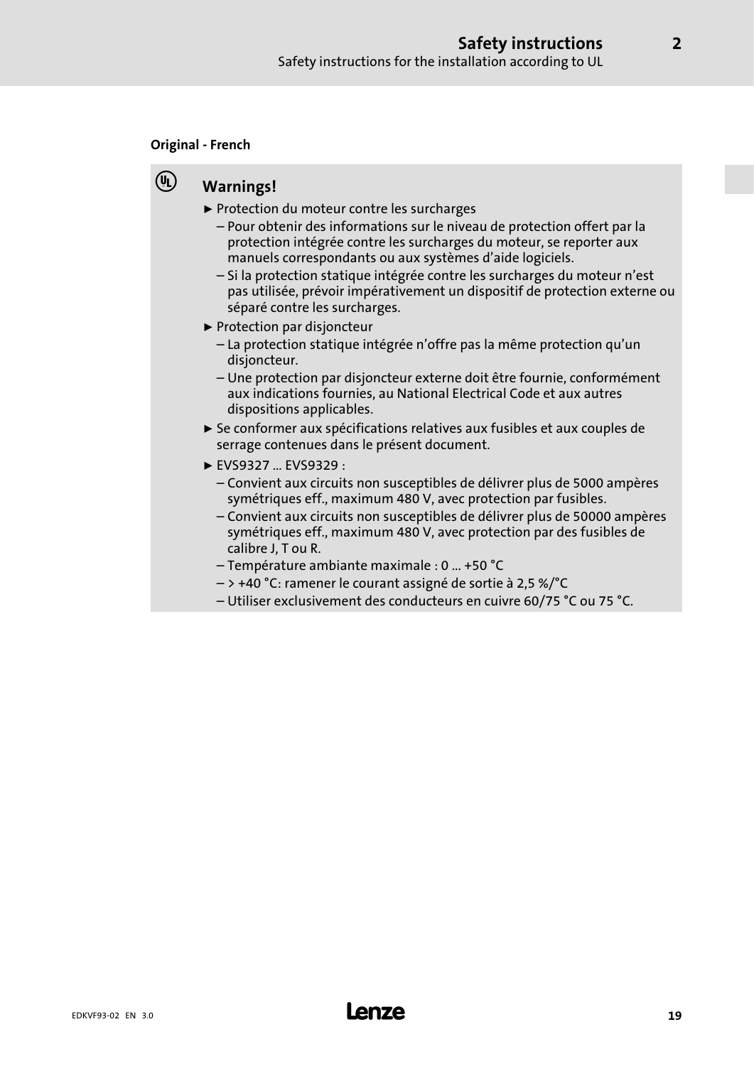**Original - French**

**Warnings!**

- Protection du moteur contre les surcharges
  - Pour obtenir des informations sur le niveau de protection offert par la protection intégrée contre les surcharges du moteur, se reporter aux manuels correspondants ou aux systèmes d'aide logiciels.
  - Si la protection statique intégrée contre les surcharges du moteur n'est pas utilisée, prévoir impérativement un dispositif de protection externe ou séparé contre les surcharges.
- Protection par disjoncteur
  - La protection statique intégrée n'offre pas la même protection qu'un disjoncteur.
  - Une protection par disjoncteur externe doit être fournie, conformément aux indications fournies, au National Electrical Code et aux autres dispositions applicables.
- Se conformer aux spécifications relatives aux fusibles et aux couples de serrage contenues dans le présent document.
- EVS9327 ... EVS9329 :
  - Convient aux circuits non susceptibles de délivrer plus de 5000 ampères symétriques eff., maximum 480 V, avec protection par fusibles.
  - Convient aux circuits non susceptibles de délivrer plus de 50000 ampères symétriques eff., maximum 480 V, avec protection par des fusibles de calibre J, T ou R.
  - Température ambiante maximale : 0 ... +50 °C
  - > +40 °C: ramener le courant assigné de sortie à 2,5 %/°C
  - Utiliser exclusivement des conducteurs en cuivre 60/75 °C ou 75 °C.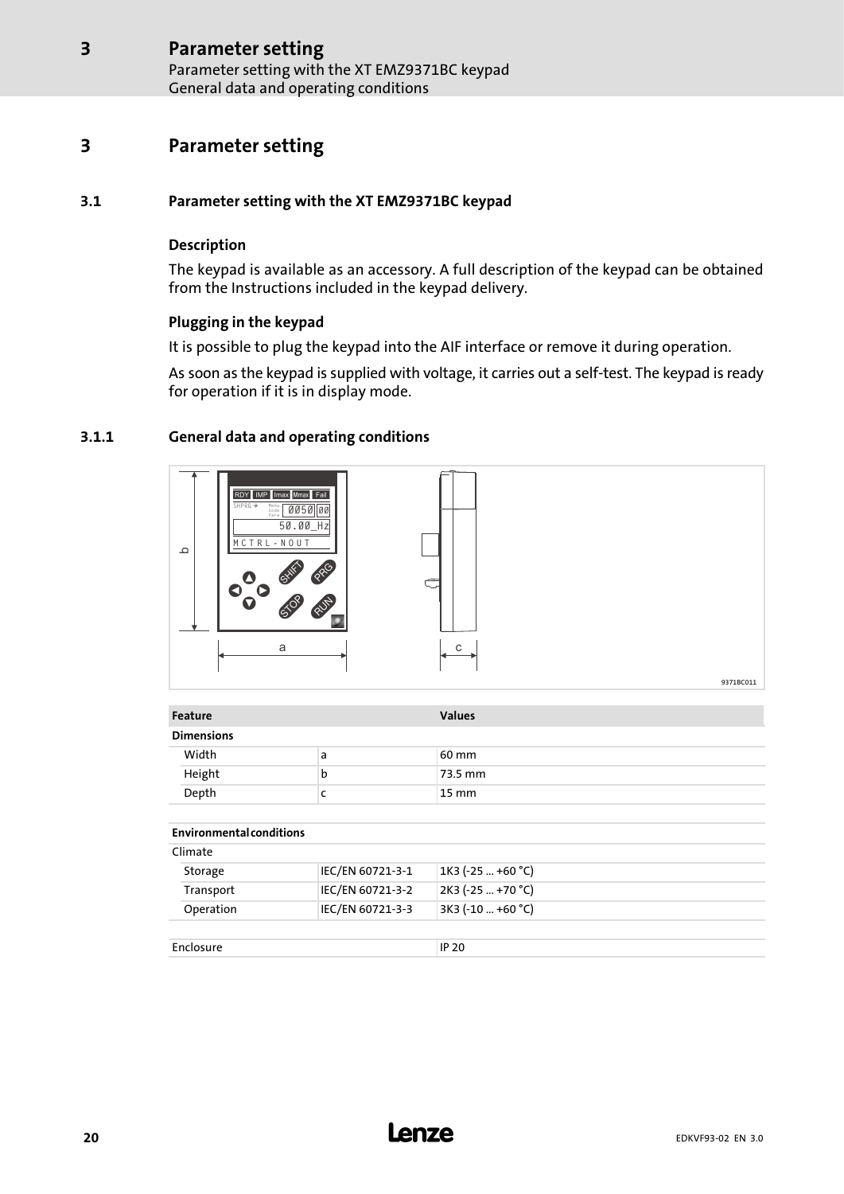# 3 Parameter setting

## 3.1 Parameter setting with the XT EMZ9371BC keypad

### Description

The keypad is available as an accessory. A full description of the keypad can be obtained from the Instructions included in the keypad delivery.

### Plugging in the keypad

It is possible to plug the keypad into the AIF interface or remove it during operation.

As soon as the keypad is supplied with voltage, it carries out a self-test. The keypad is ready for operation if it is in display mode.

### 3.1.1 General data and operating conditions

9371BC011

| Feature | | Values |
|---|---|---|
| **Dimensions** | | |
| Width | a | 60 mm |
| Height | b | 73.5 mm |
| Depth | c | 15 mm |
| | | |
| **Environmental conditions** | | |
| Climate | | |
| Storage | IEC/EN 60721-3-1 | 1K3 (-25 ... +60 °C) |
| Transport | IEC/EN 60721-3-2 | 2K3 (-25 ... +70 °C) |
| Operation | IEC/EN 60721-3-3 | 3K3 (-10 ... +60 °C) |
| | | |
| Enclosure | | IP 20 |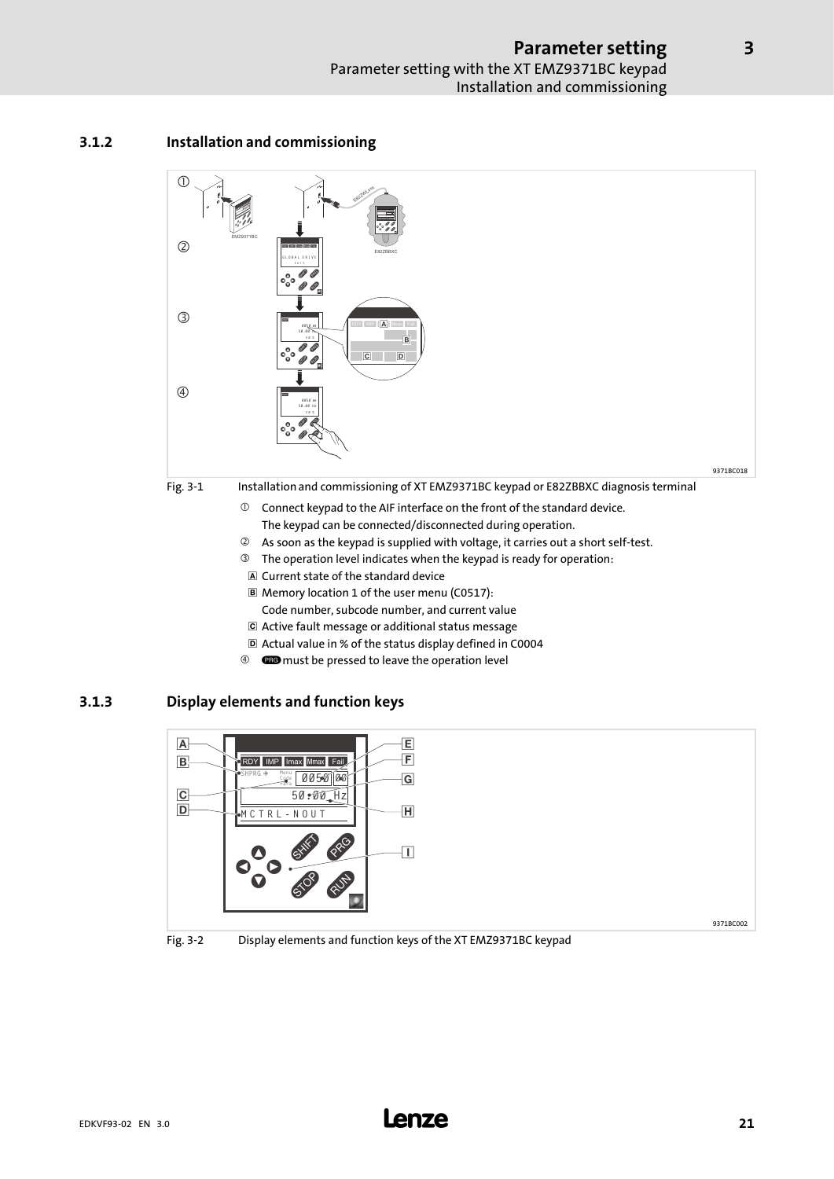### 3.1.2 Installation and commissioning

Fig. 3-1 Installation and commissioning of XT EMZ9371BC keypad or E82ZBBXC diagnosis terminal

① Connect keypad to the AIF interface on the front of the standard device. The keypad can be connected/disconnected during operation.

② As soon as the keypad is supplied with voltage, it carries out a short self-test.

③ The operation level indicates when the keypad is ready for operation:

- A Current state of the standard device
- B Memory location 1 of the user menu (C0517): Code number, subcode number, and current value
- C Active fault message or additional status message
- D Actual value in % of the status display defined in C0004

④ PRG must be pressed to leave the operation level

### 3.1.3 Display elements and function keys

Fig. 3-2 Display elements and function keys of the XT EMZ9371BC keypad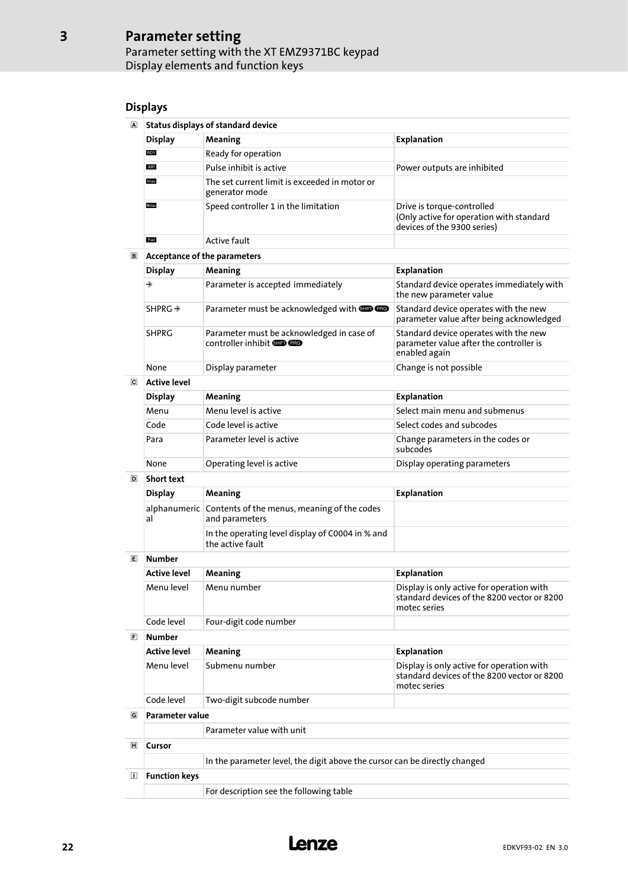## Displays

| | Status displays of standard device | | |
|---|---|---|---|
| A | **Display** | **Meaning** | **Explanation** |
| | RDY | Ready for operation | |
| | IMP | Pulse inhibit is active | Power outputs are inhibited |
| | Imax | The set current limit is exceeded in motor or generator mode | |
| | Mmax | Speed controller 1 in the limitation | Drive is torque-controlled (Only active for operation with standard devices of the 9300 series) |
| | Fail | Active fault | |
| B | **Acceptance of the parameters** | | |
| | **Display** | **Meaning** | **Explanation** |
| | ⇛ | Parameter is accepted immediately | Standard device operates immediately with the new parameter value |
| | SHPRG ⇛ | Parameter must be acknowledged with SHIFT PRG | Standard device operates with the new parameter value after being acknowledged |
| | SHPRG | Parameter must be acknowledged in case of controller inhibit SHIFT PRG | Standard device operates with the new parameter value after the controller is enabled again |
| | None | Display parameter | Change is not possible |
| C | **Active level** | | |
| | **Display** | **Meaning** | **Explanation** |
| | Menu | Menu level is active | Select main menu and submenus |
| | Code | Code level is active | Select codes and subcodes |
| | Para | Parameter level is active | Change parameters in the codes or subcodes |
| | None | Operating level is active | Display operating parameters |
| D | **Short text** | | |
| | **Display** | **Meaning** | **Explanation** |
| | alphanumeric al | Contents of the menus, meaning of the codes and parameters | |
| | | In the operating level display of C0004 in % and the active fault | |
| E | **Number** | | |
| | **Active level** | **Meaning** | **Explanation** |
| | Menu level | Menu number | Display is only active for operation with standard devices of the 8200 vector or 8200 motec series |
| | Code level | Four-digit code number | |
| F | **Number** | | |
| | **Active level** | **Meaning** | **Explanation** |
| | Menu level | Submenu number | Display is only active for operation with standard devices of the 8200 vector or 8200 motec series |
| | Code level | Two-digit subcode number | |
| G | **Parameter value** | | |
| | | Parameter value with unit | |
| H | **Cursor** | | |
| | | In the parameter level, the digit above the cursor can be directly changed | |
| I | **Function keys** | | |
| | | For description see the following table | |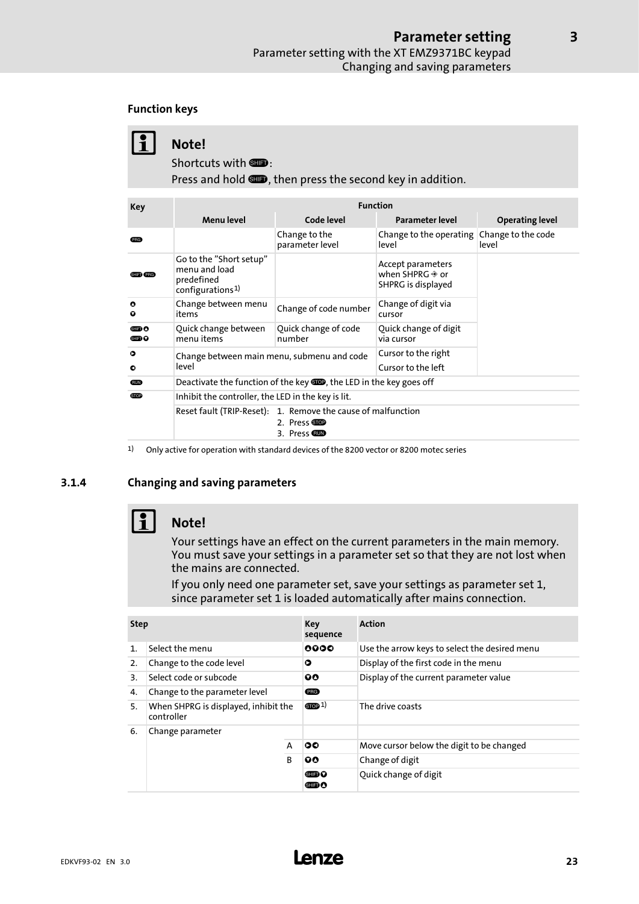### Function keys

**Note!**

Shortcuts with SHIFT:

Press and hold SHIFT, then press the second key in addition.

| Key | Function | | | |
|---|---|---|---|---|
| | Menu level | Code level | Parameter level | Operating level |
| PRG | | Change to the parameter level | Change to the operating level | Change to the code level |
| SHIFT PRG | Go to the "Short setup" menu and load predefined configurations[1] | | Accept parameters when SHPRG → or SHPRG is displayed | |
| ▲ ▼ | Change between menu items | Change of code number | Change of digit via cursor | |
| SHIFT ▲ SHIFT ▼ | Quick change between menu items | Quick change of code number | Quick change of digit via cursor | |
| ► | Change between main menu, submenu and code level | | Cursor to the right | |
| ◄ | | | Cursor to the left | |
| RUN | Deactivate the function of the key STOP, the LED in the key goes off | | | |
| STOP | Inhibit the controller, the LED in the key is lit. | | | |
| | Reset fault (TRIP-Reset): 1. Remove the cause of malfunction 2. Press STOP 3. Press RUN | | | |

1) Only active for operation with standard devices of the 8200 vector or 8200 motec series

### 3.1.4 Changing and saving parameters

**Note!**

Your settings have an effect on the current parameters in the main memory. You must save your settings in a parameter set so that they are not lost when the mains are connected.

If you only need one parameter set, save your settings as parameter set 1, since parameter set 1 is loaded automatically after mains connection.

| Step | | | Key sequence | Action |
|---|---|---|---|---|
| 1. | Select the menu | | ▲▼►◄ | Use the arrow keys to select the desired menu |
| 2. | Change to the code level | | ► | Display of the first code in the menu |
| 3. | Select code or subcode | | ▼▲ | Display of the current parameter value |
| 4. | Change to the parameter level | | PRG | |
| 5. | When SHPRG is displayed, inhibit the controller | | STOP[1] | The drive coasts |
| 6. | Change parameter | | | |
| | | A | ►◄ | Move cursor below the digit to be changed |
| | | B | ▼▲ | Change of digit |
| | | | SHIFT ▼ SHIFT ▲ | Quick change of digit |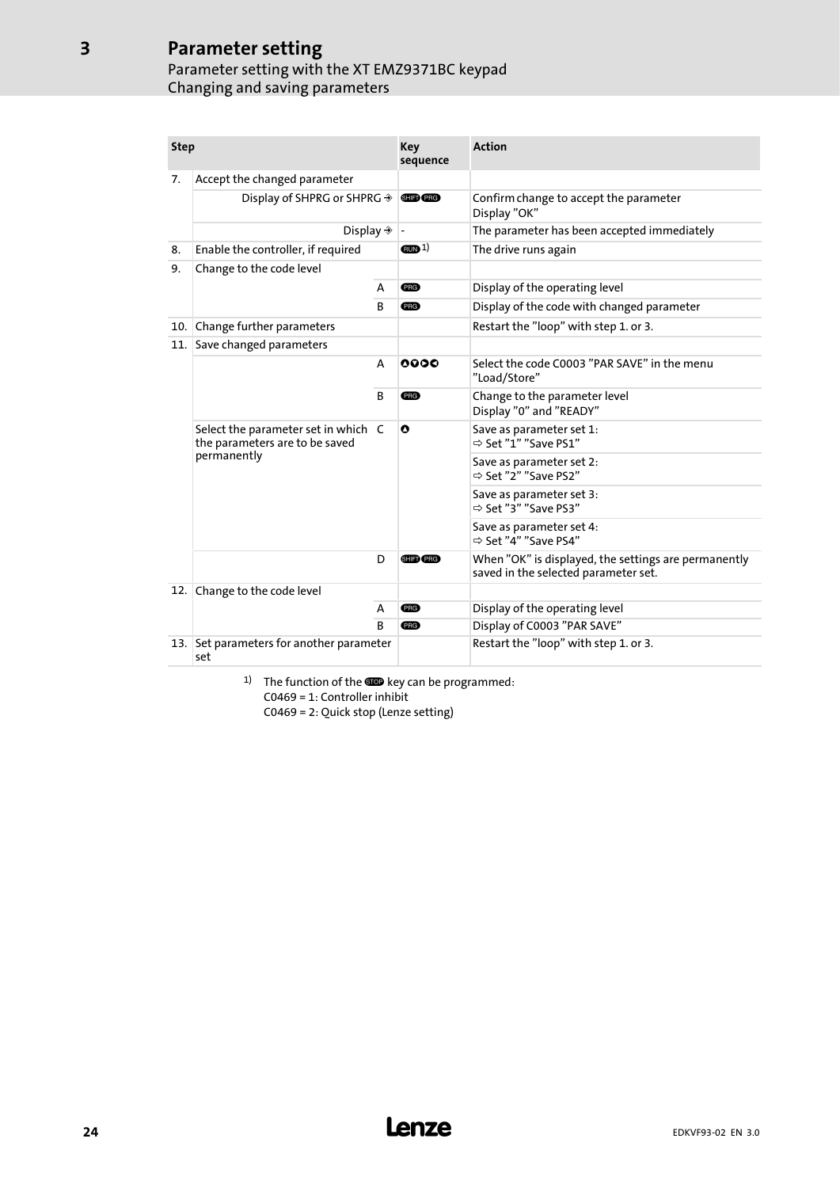# 3 Parameter setting

## Parameter setting with the XT EMZ9371BC keypad

### Changing and saving parameters

| Step | | | Key sequence | Action |
|---|---|---|---|---|
| 7. | Accept the changed parameter | | | |
| | Display of SHPRG or SHPRG → | | SHIFT PRG | Confirm change to accept the parameter<br>Display "OK" |
| | Display → | | - | The parameter has been accepted immediately |
| 8. | Enable the controller, if required | | RUN 1) | The drive runs again |
| 9. | Change to the code level | | | |
| | | A | PRG | Display of the operating level |
| | | B | PRG | Display of the code with changed parameter |
| 10. | Change further parameters | | | Restart the "loop" with step 1. or 3. |
| 11. | Save changed parameters | | | |
| | | A | ▲▼▶◀ | Select the code C0003 "PAR SAVE" in the menu "Load/Store" |
| | | B | PRG | Change to the parameter level<br>Display "0" and "READY" |
| | Select the parameter set in which the parameters are to be saved permanently | C | ▲ | Save as parameter set 1:<br>⇨ Set "1" "Save PS1" |
| | | | | Save as parameter set 2:<br>⇨ Set "2" "Save PS2" |
| | | | | Save as parameter set 3:<br>⇨ Set "3" "Save PS3" |
| | | | | Save as parameter set 4:<br>⇨ Set "4" "Save PS4" |
| | | D | SHIFT PRG | When "OK" is displayed, the settings are permanently saved in the selected parameter set. |
| 12. | Change to the code level | | | |
| | | A | PRG | Display of the operating level |
| | | B | PRG | Display of C0003 "PAR SAVE" |
| 13. | Set parameters for another parameter set | | | Restart the "loop" with step 1. or 3. |

1) The function of the STOP key can be programmed:
C0469 = 1: Controller inhibit
C0469 = 2: Quick stop (Lenze setting)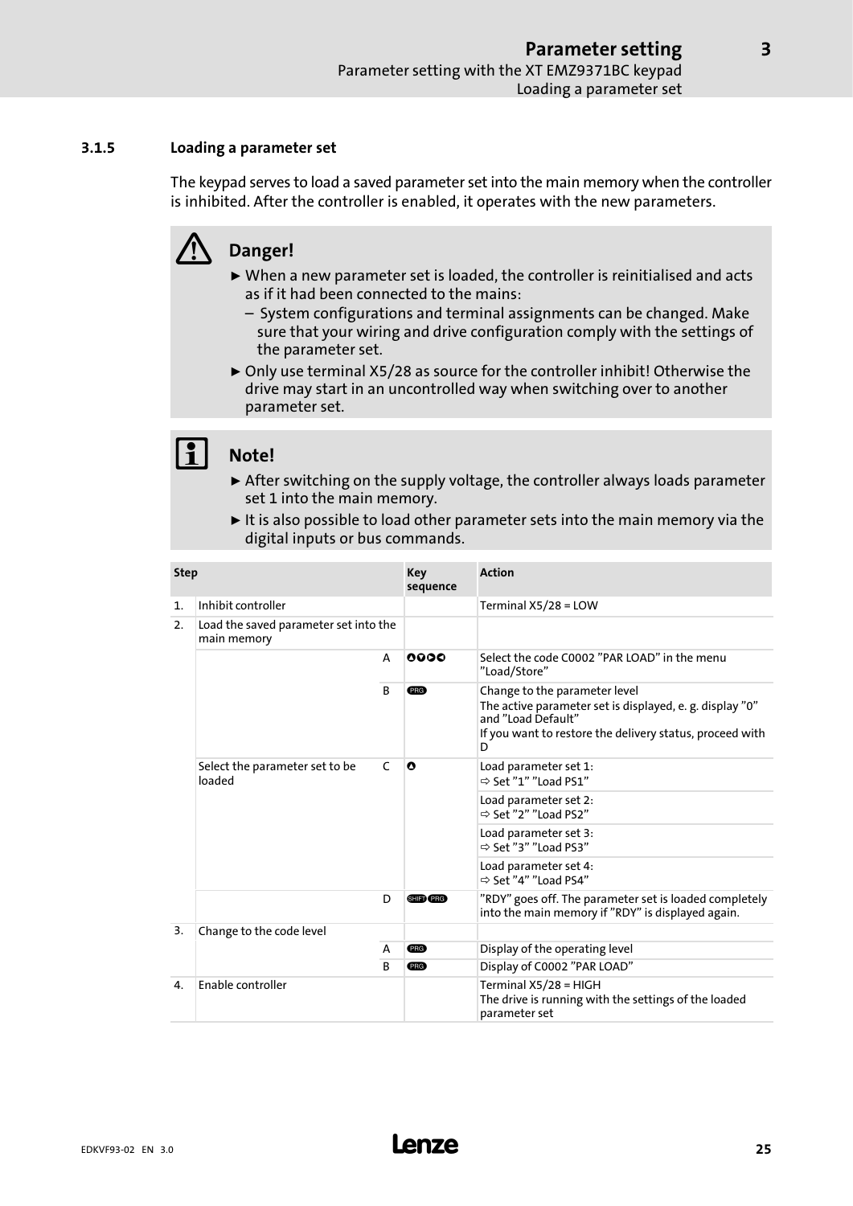### 3.1.5 Loading a parameter set

The keypad serves to load a saved parameter set into the main memory when the controller is inhibited. After the controller is enabled, it operates with the new parameters.

**Danger!**

- When a new parameter set is loaded, the controller is reinitialised and acts as if it had been connected to the mains:
  - System configurations and terminal assignments can be changed. Make sure that your wiring and drive configuration comply with the settings of the parameter set.
- Only use terminal X5/28 as source for the controller inhibit! Otherwise the drive may start in an uncontrolled way when switching over to another parameter set.

**Note!**

- After switching on the supply voltage, the controller always loads parameter set 1 into the main memory.
- It is also possible to load other parameter sets into the main memory via the digital inputs or bus commands.

| Step | | | Key sequence | Action |
|---|---|---|---|---|
| 1. | Inhibit controller | | | Terminal X5/28 = LOW |
| 2. | Load the saved parameter set into the main memory | | | |
| | | A | ▲▼▶◀ | Select the code C0002 "PAR LOAD" in the menu "Load/Store" |
| | | B | PRG | Change to the parameter level<br>The active parameter set is displayed, e. g. display "0" and "Load Default"<br>If you want to restore the delivery status, proceed with D |
| | Select the parameter set to be loaded | C | ▲ | Load parameter set 1:<br>⇨ Set "1" "Load PS1" |
| | | | | Load parameter set 2:<br>⇨ Set "2" "Load PS2" |
| | | | | Load parameter set 3:<br>⇨ Set "3" "Load PS3" |
| | | | | Load parameter set 4:<br>⇨ Set "4" "Load PS4" |
| | | D | SHIFT PRG | "RDY" goes off. The parameter set is loaded completely into the main memory if "RDY" is displayed again. |
| 3. | Change to the code level | | | |
| | | A | PRG | Display of the operating level |
| | | B | PRG | Display of C0002 "PAR LOAD" |
| 4. | Enable controller | | | Terminal X5/28 = HIGH<br>The drive is running with the settings of the loaded parameter set |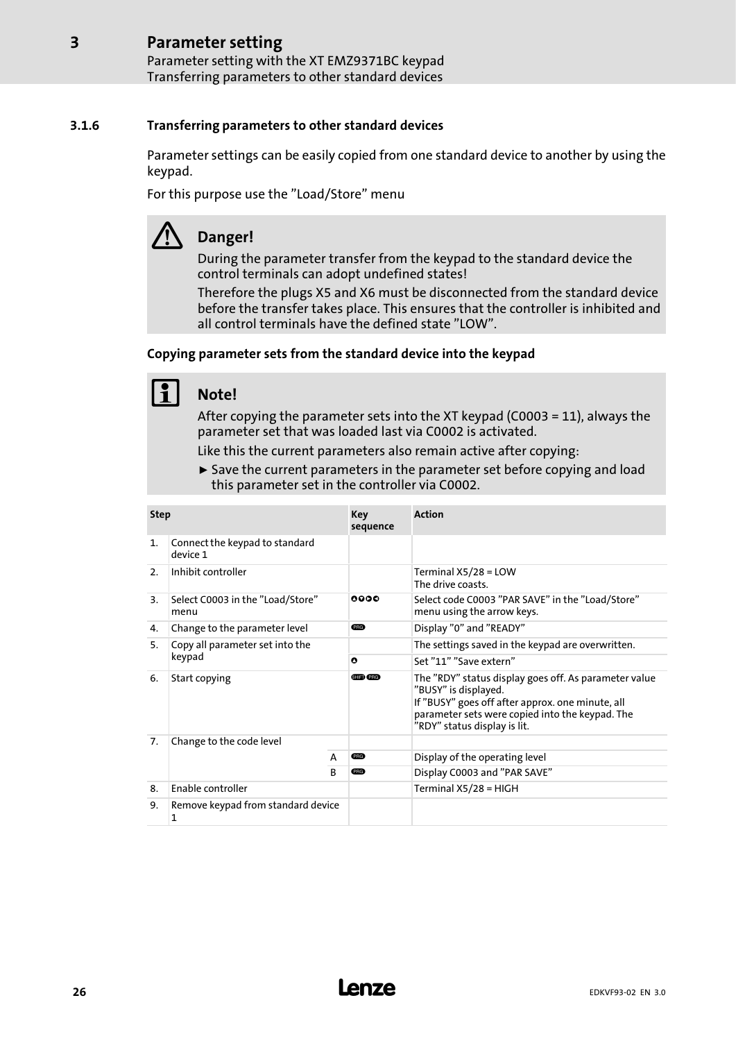### 3.1.6 Transferring parameters to other standard devices

Parameter settings can be easily copied from one standard device to another by using the keypad.

For this purpose use the ”Load/Store” menu

**Danger!**

During the parameter transfer from the keypad to the standard device the control terminals can adopt undefined states!

Therefore the plugs X5 and X6 must be disconnected from the standard device before the transfer takes place. This ensures that the controller is inhibited and all control terminals have the defined state ”LOW”.

#### Copying parameter sets from the standard device into the keypad

**Note!**

After copying the parameter sets into the XT keypad (C0003 = 11), always the parameter set that was loaded last via C0002 is activated.

Like this the current parameters also remain active after copying:

► Save the current parameters in the parameter set before copying and load this parameter set in the controller via C0002.

| Step | | | Key sequence | Action |
|---|---|---|---|---|
| 1. | Connect the keypad to standard device 1 | | | |
| 2. | Inhibit controller | | | Terminal X5/28 = LOW<br>The drive coasts. |
| 3. | Select C0003 in the ”Load/Store” menu | | ▲▼◄► | Select code C0003 ”PAR SAVE” in the ”Load/Store” menu using the arrow keys. |
| 4. | Change to the parameter level | | PRG | Display ”0” and ”READY” |
| 5. | Copy all parameter set into the keypad | | | The settings saved in the keypad are overwritten. |
| | | | ▲ | Set ”11” ”Save extern” |
| 6. | Start copying | | SHIFT PRG | The ”RDY” status display goes off. As parameter value ”BUSY” is displayed.<br>If ”BUSY” goes off after approx. one minute, all parameter sets were copied into the keypad. The ”RDY” status display is lit. |
| 7. | Change to the code level | | | |
| | | A | PRG | Display of the operating level |
| | | B | PRG | Display C0003 and ”PAR SAVE” |
| 8. | Enable controller | | | Terminal X5/28 = HIGH |
| 9. | Remove keypad from standard device 1 | | | |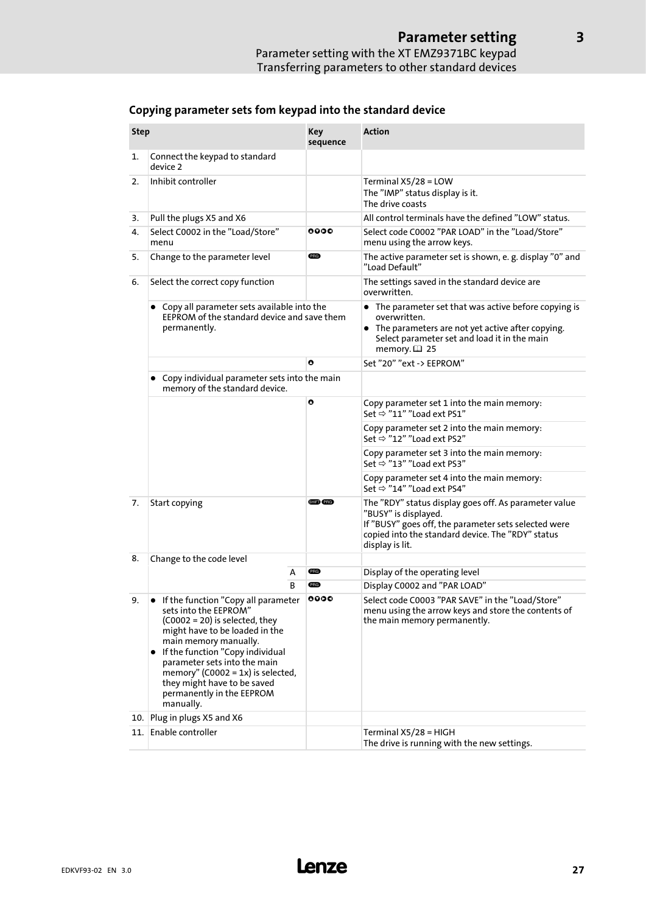## Copying parameter sets fom keypad into the standard device

| Step | | Key sequence | Action |
|---|---|---|---|
| 1. | Connect the keypad to standard device 2 | | |
| 2. | Inhibit controller | | Terminal X5/28 = LOW<br>The "IMP" status display is it.<br>The drive coasts |
| 3. | Pull the plugs X5 and X6 | | All control terminals have the defined "LOW" status. |
| 4. | Select C0002 in the "Load/Store" menu | ▲▼◀▶ | Select code C0002 "PAR LOAD" in the "Load/Store" menu using the arrow keys. |
| 5. | Change to the parameter level | PRG | The active parameter set is shown, e. g. display "0" and "Load Default" |
| 6. | Select the correct copy function | | The settings saved in the standard device are overwritten. |
| | • Copy all parameter sets available into the EEPROM of the standard device and save them permanently. | | • The parameter set that was active before copying is overwritten.<br>• The parameters are not yet active after copying. Select parameter set and load it in the main memory. 📖 25 |
| | | ▲ | Set "20" "ext -> EEPROM" |
| | • Copy individual parameter sets into the main memory of the standard device. | | |
| | | ▲ | Copy parameter set 1 into the main memory:<br>Set ⇨ "11" "Load ext PS1" |
| | | | Copy parameter set 2 into the main memory:<br>Set ⇨ "12" "Load ext PS2" |
| | | | Copy parameter set 3 into the main memory:<br>Set ⇨ "13" "Load ext PS3" |
| | | | Copy parameter set 4 into the main memory:<br>Set ⇨ "14" "Load ext PS4" |
| 7. | Start copying | SHIFT PRG | The "RDY" status display goes off. As parameter value "BUSY" is displayed.<br>If "BUSY" goes off, the parameter sets selected were copied into the standard device. The "RDY" status display is lit. |
| 8. | Change to the code level | | |
| | A | PRG | Display of the operating level |
| | B | PRG | Display C0002 and "PAR LOAD" |
| 9. | • If the function "Copy all parameter sets into the EEPROM" (C0002 = 20) is selected, they might have to be loaded in the main memory manually.<br>• If the function "Copy individual parameter sets into the main memory" (C0002 = 1x) is selected, they might have to be saved permanently in the EEPROM manually. | ▲▼◀▶ | Select code C0003 "PAR SAVE" in the "Load/Store" menu using the arrow keys and store the contents of the main memory permanently. |
| 10. | Plug in plugs X5 and X6 | | |
| 11. | Enable controller | | Terminal X5/28 = HIGH<br>The drive is running with the new settings. |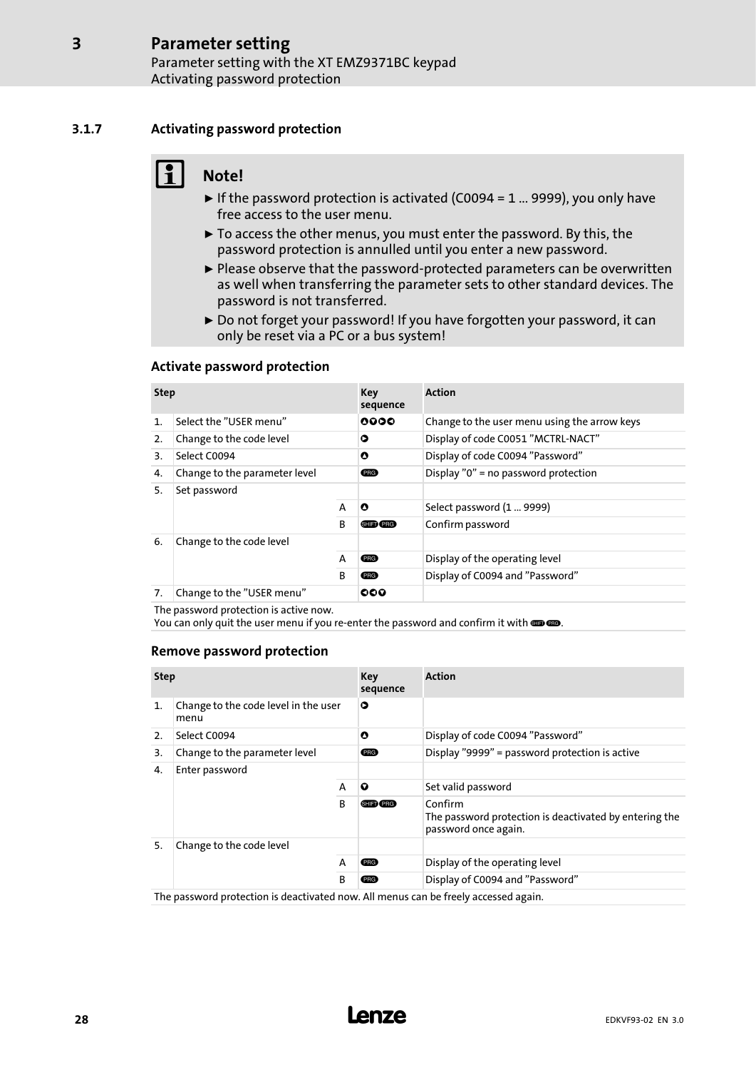### 3.1.7 Activating password protection

> **Note!**
>
> - If the password protection is activated (C0094 = 1 ... 9999), you only have free access to the user menu.
> - To access the other menus, you must enter the password. By this, the password protection is annulled until you enter a new password.
> - Please observe that the password-protected parameters can be overwritten as well when transferring the parameter sets to other standard devices. The password is not transferred.
> - Do not forget your password! If you have forgotten your password, it can only be reset via a PC or a bus system!

#### Activate password protection

| Step | | | Key sequence | Action |
|---|---|---|---|---|
| 1. | Select the "USER menu" | | ▲▼►◄ | Change to the user menu using the arrow keys |
| 2. | Change to the code level | | ► | Display of code C0051 "MCTRL-NACT" |
| 3. | Select C0094 | | ▲ | Display of code C0094 "Password" |
| 4. | Change to the parameter level | | PRG | Display "0" = no password protection |
| 5. | Set password | | | |
| | | A | ▲ | Select password (1 ... 9999) |
| | | B | SHIFT PRG | Confirm password |
| 6. | Change to the code level | | | |
| | | A | PRG | Display of the operating level |
| | | B | PRG | Display of C0094 and "Password" |
| 7. | Change to the "USER menu" | | ►◄▼ | |

The password protection is active now.
You can only quit the user menu if you re-enter the password and confirm it with SHIFT PRG.

#### Remove password protection

| Step | | | Key sequence | Action |
|---|---|---|---|---|
| 1. | Change to the code level in the user menu | | ► | |
| 2. | Select C0094 | | ▲ | Display of code C0094 "Password" |
| 3. | Change to the parameter level | | PRG | Display "9999" = password protection is active |
| 4. | Enter password | | | |
| | | A | ▼ | Set valid password |
| | | B | SHIFT PRG | Confirm<br>The password protection is deactivated by entering the password once again. |
| 5. | Change to the code level | | | |
| | | A | PRG | Display of the operating level |
| | | B | PRG | Display of C0094 and "Password" |

The password protection is deactivated now. All menus can be freely accessed again.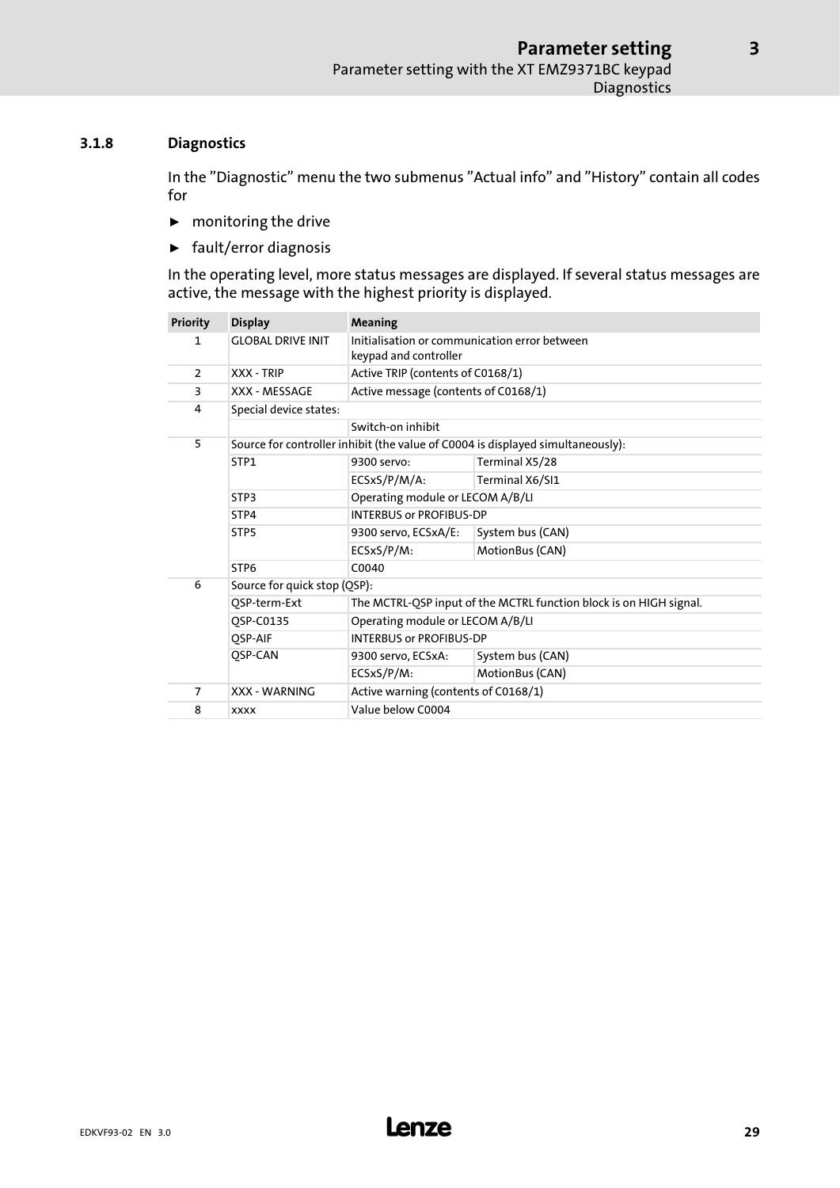### 3.1.8 Diagnostics

In the "Diagnostic" menu the two submenus "Actual info" and "History" contain all codes for

- ► monitoring the drive
- ► fault/error diagnosis

In the operating level, more status messages are displayed. If several status messages are active, the message with the highest priority is displayed.

| Priority | Display | Meaning | |
|---|---|---|---|
| 1 | GLOBAL DRIVE INIT | Initialisation or communication error between keypad and controller | |
| 2 | XXX - TRIP | Active TRIP (contents of C0168/1) | |
| 3 | XXX - MESSAGE | Active message (contents of C0168/1) | |
| 4 | Special device states: | | |
| | | Switch-on inhibit | |
| 5 | Source for controller inhibit (the value of C0004 is displayed simultaneously): | | |
| | STP1 | 9300 servo: | Terminal X5/28 |
| | | ECSxS/P/M/A: | Terminal X6/SI1 |
| | STP3 | Operating module or LECOM A/B/LI | |
| | STP4 | INTERBUS or PROFIBUS-DP | |
| | STP5 | 9300 servo, ECSxA/E: | System bus (CAN) |
| | | ECSxS/P/M: | MotionBus (CAN) |
| | STP6 | C0040 | |
| 6 | Source for quick stop (QSP): | | |
| | QSP-term-Ext | The MCTRL-QSP input of the MCTRL function block is on HIGH signal. | |
| | QSP-C0135 | Operating module or LECOM A/B/LI | |
| | QSP-AIF | INTERBUS or PROFIBUS-DP | |
| | QSP-CAN | 9300 servo, ECSxA: | System bus (CAN) |
| | | ECSxS/P/M: | MotionBus (CAN) |
| 7 | XXX - WARNING | Active warning (contents of C0168/1) | |
| 8 | xxxx | Value below C0004 | |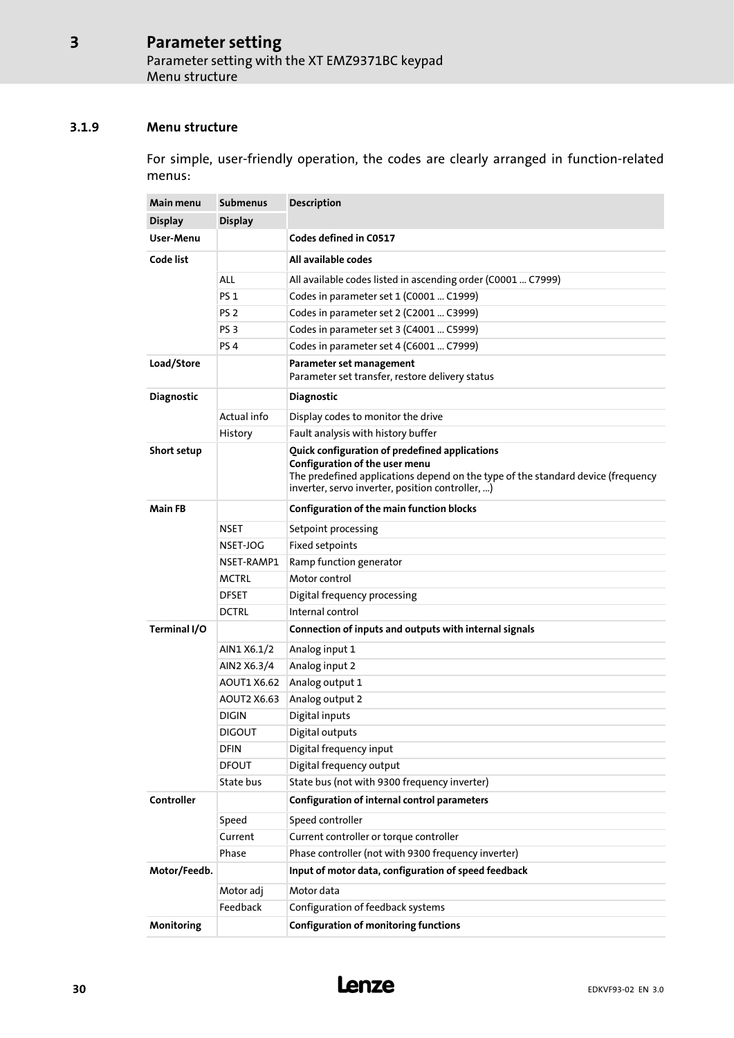### 3.1.9 Menu structure

For simple, user-friendly operation, the codes are clearly arranged in function-related menus:

| Main menu | Submenus | Description |
|---|---|---|
| **Display** | **Display** | |
| **User-Menu** | | **Codes defined in C0517** |
| **Code list** | | **All available codes** |
| | ALL | All available codes listed in ascending order (C0001 ... C7999) |
| | PS 1 | Codes in parameter set 1 (C0001 ... C1999) |
| | PS 2 | Codes in parameter set 2 (C2001 ... C3999) |
| | PS 3 | Codes in parameter set 3 (C4001 ... C5999) |
| | PS 4 | Codes in parameter set 4 (C6001 ... C7999) |
| **Load/Store** | | **Parameter set management**<br>Parameter set transfer, restore delivery status |
| **Diagnostic** | | **Diagnostic** |
| | Actual info | Display codes to monitor the drive |
| | History | Fault analysis with history buffer |
| **Short setup** | | **Quick configuration of predefined applications**<br>**Configuration of the user menu**<br>The predefined applications depend on the type of the standard device (frequency inverter, servo inverter, position controller, ...) |
| **Main FB** | | **Configuration of the main function blocks** |
| | NSET | Setpoint processing |
| | NSET-JOG | Fixed setpoints |
| | NSET-RAMP1 | Ramp function generator |
| | MCTRL | Motor control |
| | DFSET | Digital frequency processing |
| | DCTRL | Internal control |
| **Terminal I/O** | | **Connection of inputs and outputs with internal signals** |
| | AIN1 X6.1/2 | Analog input 1 |
| | AIN2 X6.3/4 | Analog input 2 |
| | AOUT1 X6.62 | Analog output 1 |
| | AOUT2 X6.63 | Analog output 2 |
| | DIGIN | Digital inputs |
| | DIGOUT | Digital outputs |
| | DFIN | Digital frequency input |
| | DFOUT | Digital frequency output |
| | State bus | State bus (not with 9300 frequency inverter) |
| **Controller** | | **Configuration of internal control parameters** |
| | Speed | Speed controller |
| | Current | Current controller or torque controller |
| | Phase | Phase controller (not with 9300 frequency inverter) |
| **Motor/Feedb.** | | **Input of motor data, configuration of speed feedback** |
| | Motor adj | Motor data |
| | Feedback | Configuration of feedback systems |
| **Monitoring** | | **Configuration of monitoring functions** |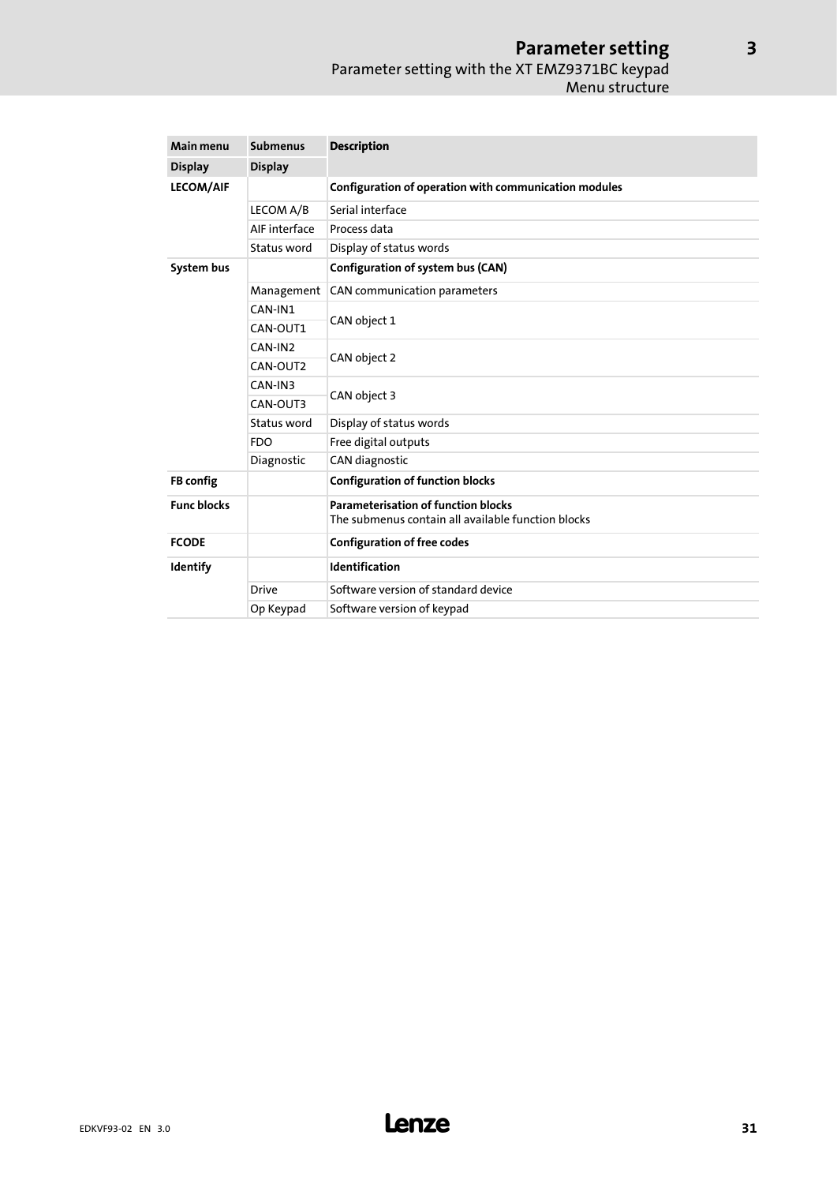| Main menu | Submenus | Description |
| --- | --- | --- |
| **Display** | **Display** | |
| **LECOM/AIF** | | **Configuration of operation with communication modules** |
| | LECOM A/B | Serial interface |
| | AIF interface | Process data |
| | Status word | Display of status words |
| **System bus** | | **Configuration of system bus (CAN)** |
| | Management | CAN communication parameters |
| | CAN-IN1 | CAN object 1 |
| | CAN-OUT1 | |
| | CAN-IN2 | CAN object 2 |
| | CAN-OUT2 | |
| | CAN-IN3 | CAN object 3 |
| | CAN-OUT3 | |
| | Status word | Display of status words |
| | FDO | Free digital outputs |
| | Diagnostic | CAN diagnostic |
| **FB config** | | **Configuration of function blocks** |
| **Func blocks** | | **Parameterisation of function blocks**<br>The submenus contain all available function blocks |
| **FCODE** | | **Configuration of free codes** |
| **Identify** | | **Identification** |
| | Drive | Software version of standard device |
| | Op Keypad | Software version of keypad |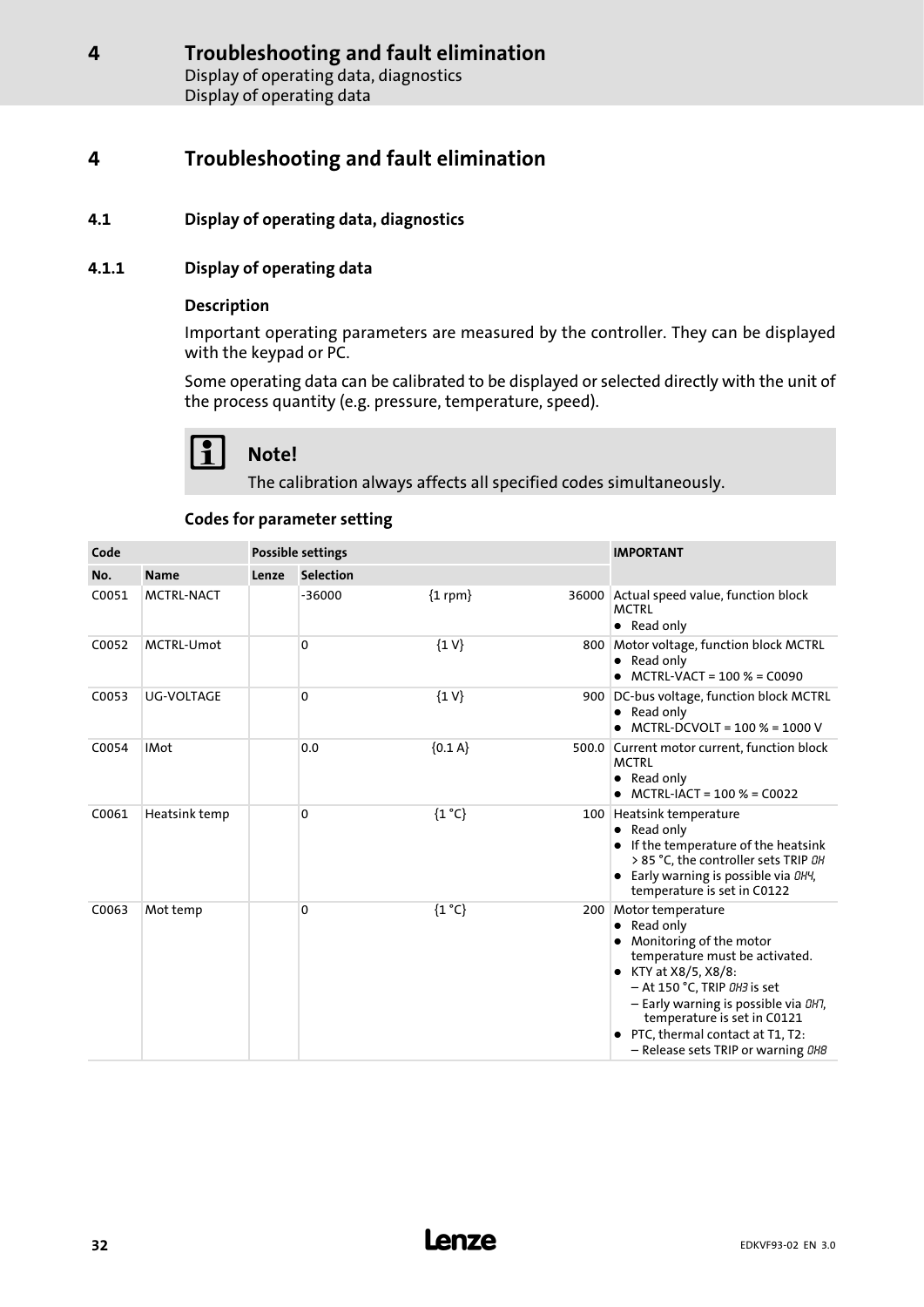# 4 Troubleshooting and fault elimination

## 4.1 Display of operating data, diagnostics

### 4.1.1 Display of operating data

#### Description

Important operating parameters are measured by the controller. They can be displayed with the keypad or PC.

Some operating data can be calibrated to be displayed or selected directly with the unit of the process quantity (e.g. pressure, temperature, speed).

**Note!**

The calibration always affects all specified codes simultaneously.

#### Codes for parameter setting

| Code | | Possible settings | | | | IMPORTANT |
|---|---|---|---|---|---|---|
| No. | Name | Lenze | Selection | | | |
| C0051 | MCTRL-NACT | | -36000 | {1 rpm} | 36000 | Actual speed value, function block MCTRL<br>• Read only |
| C0052 | MCTRL-Umot | | 0 | {1 V} | 800 | Motor voltage, function block MCTRL<br>• Read only<br>• MCTRL-VACT = 100 % = C0090 |
| C0053 | UG-VOLTAGE | | 0 | {1 V} | 900 | DC-bus voltage, function block MCTRL<br>• Read only<br>• MCTRL-DCVOLT = 100 % = 1000 V |
| C0054 | IMot | | 0.0 | {0.1 A} | 500.0 | Current motor current, function block MCTRL<br>• Read only<br>• MCTRL-IACT = 100 % = C0022 |
| C0061 | Heatsink temp | | 0 | {1 °C} | 100 | Heatsink temperature<br>• Read only<br>• If the temperature of the heatsink > 85 °C, the controller sets TRIP *OH*<br>• Early warning is possible via *OH4*, temperature is set in C0122 |
| C0063 | Mot temp | | 0 | {1 °C} | 200 | Motor temperature<br>• Read only<br>• Monitoring of the motor temperature must be activated.<br>• KTY at X8/5, X8/8:<br>– At 150 °C, TRIP *OH3* is set<br>– Early warning is possible via *OH7*, temperature is set in C0121<br>• PTC, thermal contact at T1, T2:<br>– Release sets TRIP or warning *OH8* |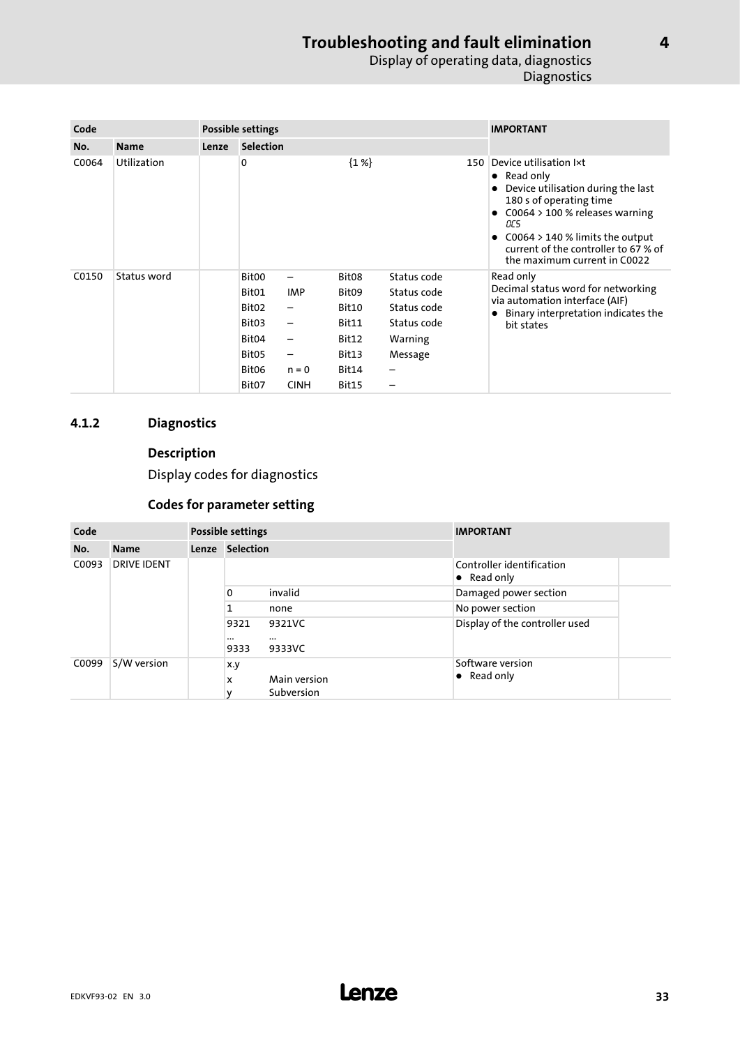| Code | | Possible settings | | | | | IMPORTANT |
|---|---|---|---|---|---|---|---|
| No. | Name | Lenze | Selection | | | | |
| C0064 | Utilization | | 0 | {1 %} | | 150 | Device utilisation I×t<br>• Read only<br>• Device utilisation during the last 180 s of operating time<br>• C0064 > 100 % releases warning OC5<br>• C0064 > 140 % limits the output current of the controller to 67 % of the maximum current in C0022 |
| C0150 | Status word | | Bit00 – <br>Bit01 IMP<br>Bit02 –<br>Bit03 –<br>Bit04 –<br>Bit05 –<br>Bit06 n = 0<br>Bit07 CINH | Bit08 Status code<br>Bit09 Status code<br>Bit10 Status code<br>Bit11 Status code<br>Bit12 Warning<br>Bit13 Message<br>Bit14 –<br>Bit15 – | | | Read only<br>Decimal status word for networking via automation interface (AIF)<br>• Binary interpretation indicates the bit states |

### 4.1.2 Diagnostics

#### Description

Display codes for diagnostics

#### Codes for parameter setting

| Code | | Possible settings | | | IMPORTANT |
|---|---|---|---|---|---|
| No. | Name | Lenze | Selection | | |
| C0093 | DRIVE IDENT | | | | Controller identification<br>• Read only |
| | | | 0 | invalid | Damaged power section |
| | | | 1 | none | No power section |
| | | | 9321<br>...<br>9333 | 9321VC<br>...<br>9333VC | Display of the controller used |
| C0099 | S/W version | | x.y<br>x<br>y | <br>Main version<br>Subversion | Software version<br>• Read only |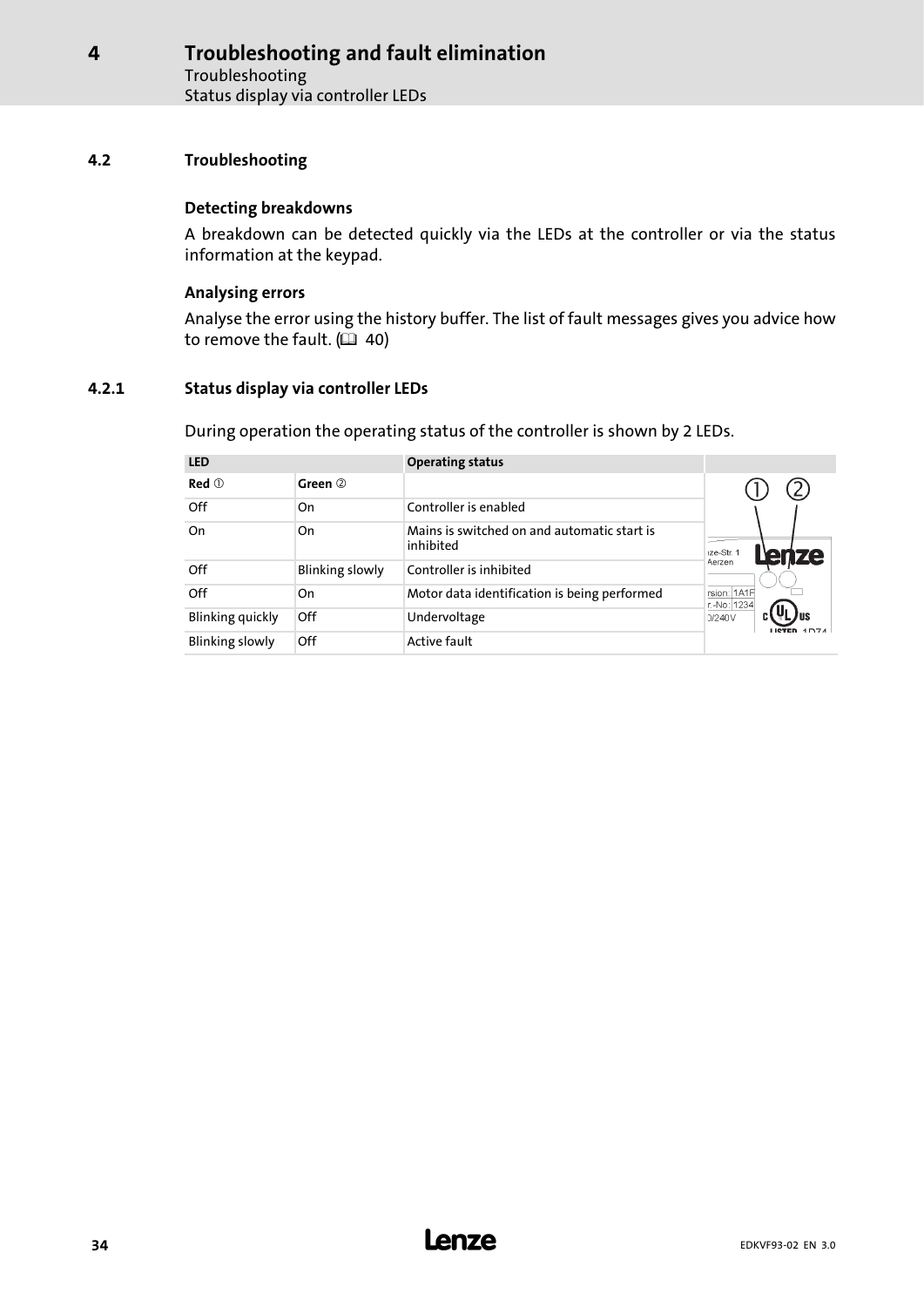## 4.2 Troubleshooting

### Detecting breakdowns

A breakdown can be detected quickly via the LEDs at the controller or via the status information at the keypad.

### Analysing errors

Analyse the error using the history buffer. The list of fault messages gives you advice how to remove the fault. (📖 40)

### 4.2.1 Status display via controller LEDs

During operation the operating status of the controller is shown by 2 LEDs.

| LED | | Operating status |
|---|---|---|
| **Red** ① | **Green** ② | |
| Off | On | Controller is enabled |
| On | On | Mains is switched on and automatic start is inhibited |
| Off | Blinking slowly | Controller is inhibited |
| Off | On | Motor data identification is being performed |
| Blinking quickly | Off | Undervoltage |
| Blinking slowly | Off | Active fault |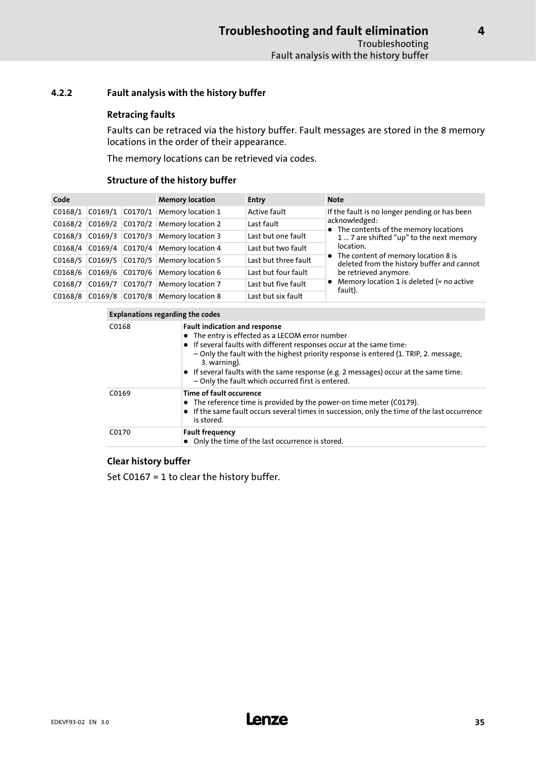## 4.2.2 Fault analysis with the history buffer

### Retracing faults

Faults can be retraced via the history buffer. Fault messages are stored in the 8 memory locations in the order of their appearance.

The memory locations can be retrieved via codes.

### Structure of the history buffer

| Code | | | Memory location | Entry | Note |
|---|---|---|---|---|---|
| C0168/1 | C0169/1 | C0170/1 | Memory location 1 | Active fault | If the fault is no longer pending or has been acknowledged:<br>● The contents of the memory locations 1 ... 7 are shifted "up" to the next memory location.<br>● The content of memory location 8 is deleted from the history buffer and cannot be retrieved anymore.<br>● Memory location 1 is deleted (= no active fault). |
| C0168/2 | C0169/2 | C0170/2 | Memory location 2 | Last fault | |
| C0168/3 | C0169/3 | C0170/3 | Memory location 3 | Last but one fault | |
| C0168/4 | C0169/4 | C0170/4 | Memory location 4 | Last but two fault | |
| C0168/5 | C0169/5 | C0170/5 | Memory location 5 | Last but three fault | |
| C0168/6 | C0169/6 | C0170/6 | Memory location 6 | Last but four fault | |
| C0168/7 | C0169/7 | C0170/7 | Memory location 7 | Last but five fault | |
| C0168/8 | C0169/8 | C0170/8 | Memory location 8 | Last but six fault | |

| Explanations regarding the codes | |
|---|---|
| C0168 | **Fault indication and response**<br>● The entry is effected as a LECOM error number<br>● If several faults with different responses occur at the same time:<br>– Only the fault with the highest priority response is entered (1. TRIP, 2. message, 3. warning).<br>● If several faults with the same response (e.g. 2 messages) occur at the same time:<br>– Only the fault which occurred first is entered. |
| C0169 | **Time of fault occurence**<br>● The reference time is provided by the power-on time meter (C0179).<br>● If the same fault occurs several times in succession, only the time of the last occurrence is stored. |
| C0170 | **Fault frequency**<br>● Only the time of the last occurrence is stored. |

### Clear history buffer

Set C0167 = 1 to clear the history buffer.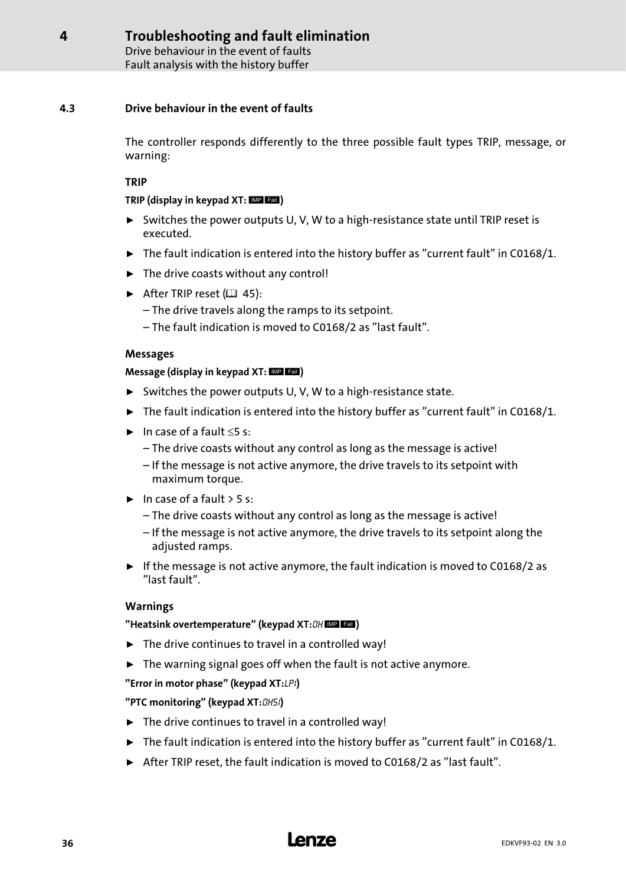## 4.3 Drive behaviour in the event of faults

The controller responds differently to the three possible fault types TRIP, message, or warning:

### TRIP

**TRIP (display in keypad XT: IMP Fail)**

- Switches the power outputs U, V, W to a high-resistance state until TRIP reset is executed.
- The fault indication is entered into the history buffer as "current fault" in C0168/1.
- The drive coasts without any control!
- After TRIP reset (📖 45):
  - The drive travels along the ramps to its setpoint.
  - The fault indication is moved to C0168/2 as "last fault".

### Messages

**Message (display in keypad XT: IMP Fail)**

- Switches the power outputs U, V, W to a high-resistance state.
- The fault indication is entered into the history buffer as "current fault" in C0168/1.
- In case of a fault ≤5 s:
  - The drive coasts without any control as long as the message is active!
  - If the message is not active anymore, the drive travels to its setpoint with maximum torque.
- In case of a fault > 5 s:
  - The drive coasts without any control as long as the message is active!
  - If the message is not active anymore, the drive travels to its setpoint along the adjusted ramps.
- If the message is not active anymore, the fault indication is moved to C0168/2 as "last fault".

### Warnings

**"Heatsink overtemperature" (keypad XT: OH IMP Fail)**

- The drive continues to travel in a controlled way!
- The warning signal goes off when the fault is not active anymore.

**"Error in motor phase" (keypad XT: LP1)**

**"PTC monitoring" (keypad XT: OH51)**

- The drive continues to travel in a controlled way!
- The fault indication is entered into the history buffer as "current fault" in C0168/1.
- After TRIP reset, the fault indication is moved to C0168/2 as "last fault".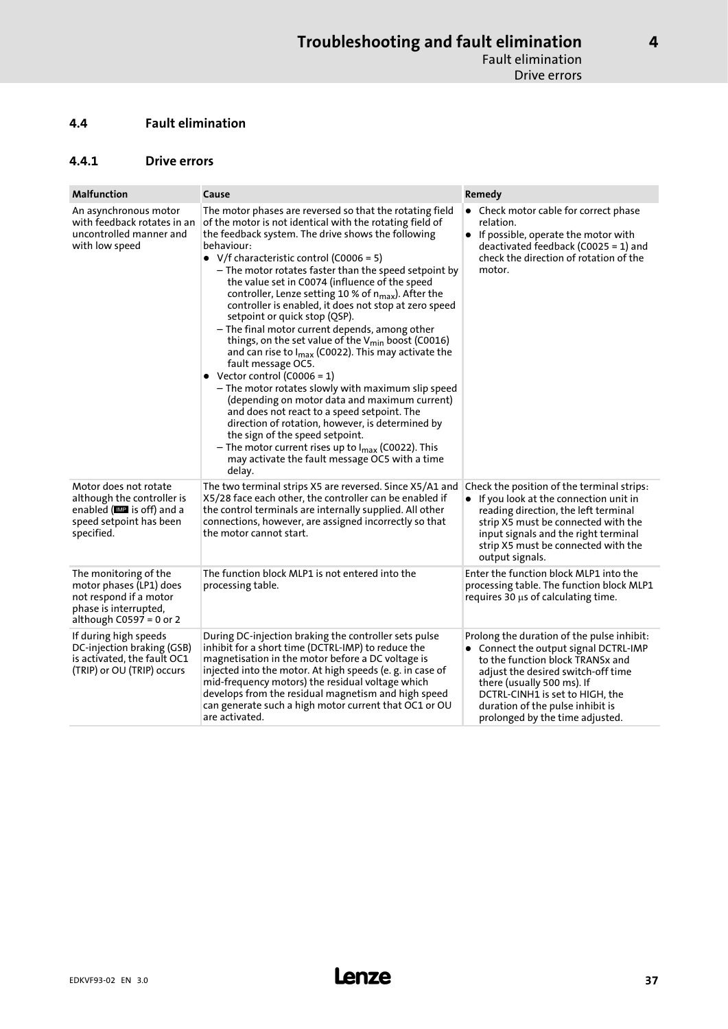## 4.4 Fault elimination

### 4.4.1 Drive errors

| Malfunction | Cause | Remedy |
|---|---|---|
| An asynchronous motor with feedback rotates in an uncontrolled manner and with low speed | The motor phases are reversed so that the rotating field of the motor is not identical with the rotating field of the feedback system. The drive shows the following behaviour:<br>● V/f characteristic control (C0006 = 5)<br>– The motor rotates faster than the speed setpoint by the value set in C0074 (influence of the speed controller, Lenze setting 10 % of $n_{max}$). After the controller is enabled, it does not stop at zero speed setpoint or quick stop (QSP).<br>– The final motor current depends, among other things, on the set value of the $V_{min}$ boost (C0016) and can rise to $I_{max}$ (C0022). This may activate the fault message OC5.<br>● Vector control (C0006 = 1)<br>– The motor rotates slowly with maximum slip speed (depending on motor data and maximum current) and does not react to a speed setpoint. The direction of rotation, however, is determined by the sign of the speed setpoint.<br>– The motor current rises up to $I_{max}$ (C0022). This may activate the fault message OC5 with a time delay. | ● Check motor cable for correct phase relation.<br>● If possible, operate the motor with deactivated feedback (C0025 = 1) and check the direction of rotation of the motor. |
| Motor does not rotate although the controller is enabled (IMP is off) and a speed setpoint has been specified. | The two terminal strips X5 are reversed. Since X5/A1 and X5/28 face each other, the controller can be enabled if the control terminals are internally supplied. All other connections, however, are assigned incorrectly so that the motor cannot start. | Check the position of the terminal strips:<br>● If you look at the connection unit in reading direction, the left terminal strip X5 must be connected with the input signals and the right terminal strip X5 must be connected with the output signals. |
| The monitoring of the motor phases (LP1) does not respond if a motor phase is interrupted, although C0597 = 0 or 2 | The function block MLP1 is not entered into the processing table. | Enter the function block MLP1 into the processing table. The function block MLP1 requires 30 μs of calculating time. |
| If during high speeds DC-injection braking (GSB) is activated, the fault OC1 (TRIP) or OU (TRIP) occurs | During DC-injection braking the controller sets pulse inhibit for a short time (DCTRL-IMP) to reduce the magnetisation in the motor before a DC voltage is injected into the motor. At high speeds (e. g. in case of mid-frequency motors) the residual voltage which develops from the residual magnetism and high speed can generate such a high motor current that OC1 or OU are activated. | Prolong the duration of the pulse inhibit:<br>● Connect the output signal DCTRL-IMP to the function block TRANSx and adjust the desired switch-off time there (usually 500 ms). If DCTRL-CINH1 is set to HIGH, the duration of the pulse inhibit is prolonged by the time adjusted. |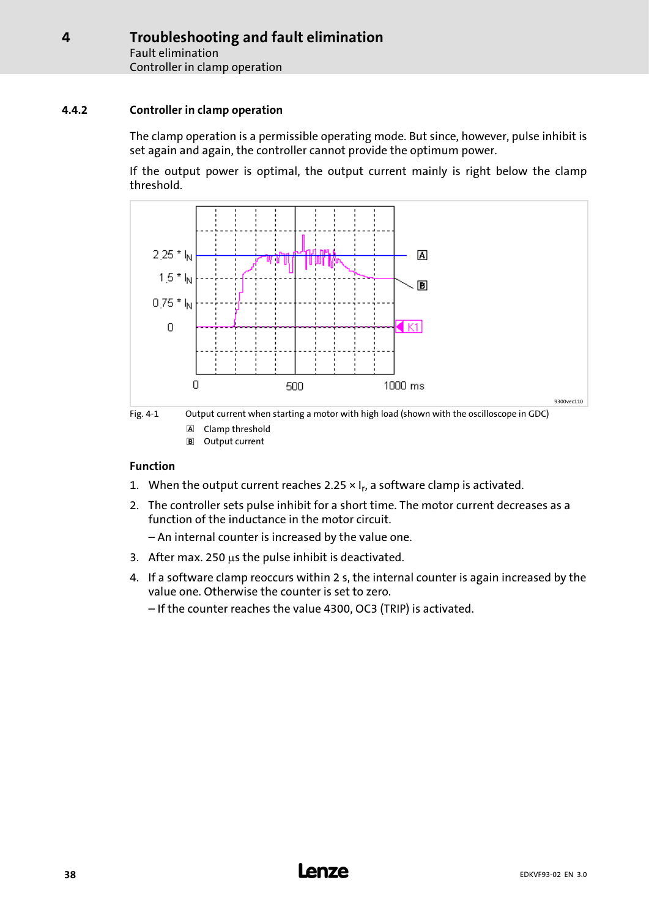#### 4.4.2 Controller in clamp operation

The clamp operation is a permissible operating mode. But since, however, pulse inhibit is set again and again, the controller cannot provide the optimum power.

If the output power is optimal, the output current mainly is right below the clamp threshold.

Fig. 4-1 Output current when starting a motor with high load (shown with the oscilloscope in GDC)

A Clamp threshold

B Output current

**Function**

1. When the output current reaches 2.25 × $I_r$, a software clamp is activated.
2. The controller sets pulse inhibit for a short time. The motor current decreases as a function of the inductance in the motor circuit.
   – An internal counter is increased by the value one.
3. After max. 250 μs the pulse inhibit is deactivated.
4. If a software clamp reoccurs within 2 s, the internal counter is again increased by the value one. Otherwise the counter is set to zero.
   – If the counter reaches the value 4300, OC3 (TRIP) is activated.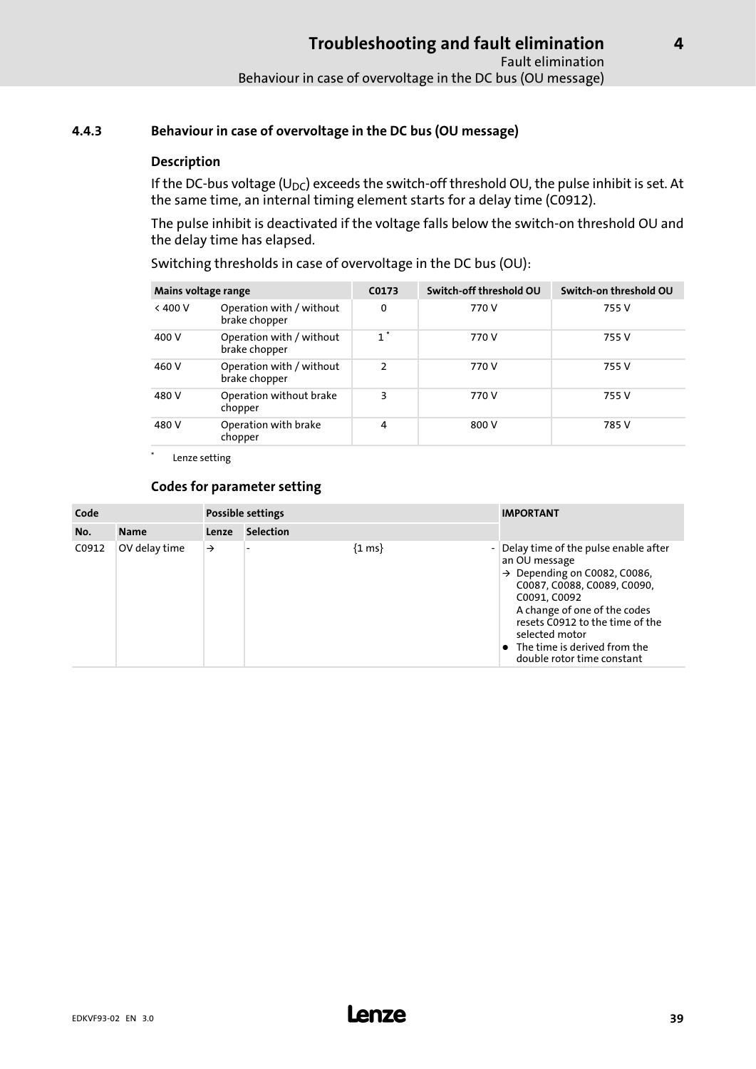### 4.4.3 Behaviour in case of overvoltage in the DC bus (OU message)

**Description**

If the DC-bus voltage ($U_{DC}$) exceeds the switch-off threshold OU, the pulse inhibit is set. At the same time, an internal timing element starts for a delay time (C0912).

The pulse inhibit is deactivated if the voltage falls below the switch-on threshold OU and the delay time has elapsed.

Switching thresholds in case of overvoltage in the DC bus (OU):

| Mains voltage range | | C0173 | Switch-off threshold OU | Switch-on threshold OU |
|---|---|---|---|---|
| < 400 V | Operation with / without brake chopper | 0 | 770 V | 755 V |
| 400 V | Operation with / without brake chopper | 1 * | 770 V | 755 V |
| 460 V | Operation with / without brake chopper | 2 | 770 V | 755 V |
| 480 V | Operation without brake chopper | 3 | 770 V | 755 V |
| 480 V | Operation with brake chopper | 4 | 800 V | 785 V |

\* Lenze setting

**Codes for parameter setting**

| Code | | Possible settings | | | | IMPORTANT |
|---|---|---|---|---|---|---|
| No. | Name | Lenze | Selection | | | |
| C0912 | OV delay time | → | - | {1 ms} | - | Delay time of the pulse enable after an OU message<br>→ Depending on C0082, C0086, C0087, C0088, C0089, C0090, C0091, C0092<br>A change of one of the codes resets C0912 to the time of the selected motor<br>• The time is derived from the double rotor time constant |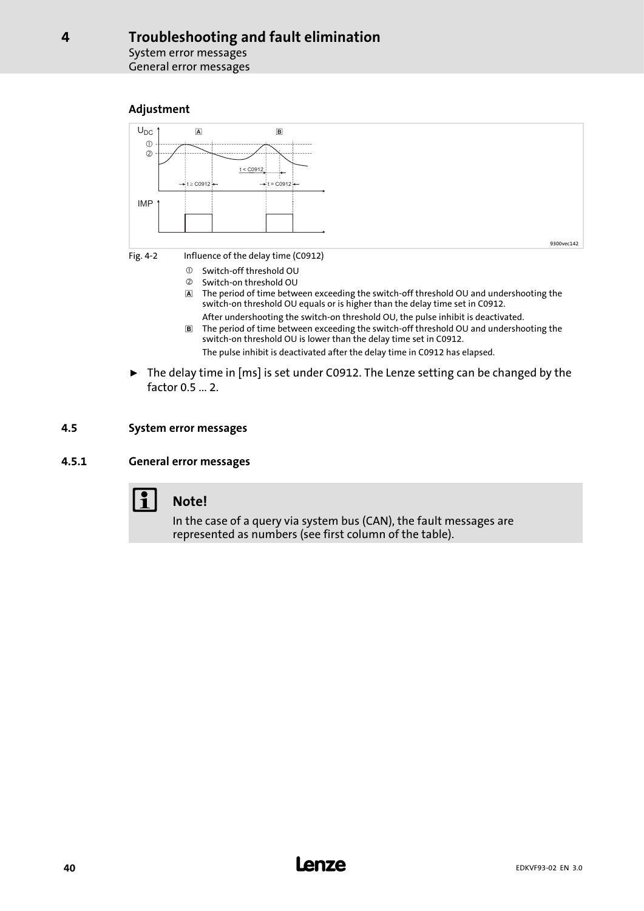#### Adjustment

Fig. 4-2 Influence of the delay time (C0912)

① Switch-off threshold OU

② Switch-on threshold OU

A The period of time between exceeding the switch-off threshold OU and undershooting the switch-on threshold OU equals or is higher than the delay time set in C0912.
After undershooting the switch-on threshold OU, the pulse inhibit is deactivated.

B The period of time between exceeding the switch-off threshold OU and undershooting the switch-on threshold OU is lower than the delay time set in C0912.
The pulse inhibit is deactivated after the delay time in C0912 has elapsed.

- The delay time in [ms] is set under C0912. The Lenze setting can be changed by the factor 0.5 ... 2.

## 4.5 System error messages

### 4.5.1 General error messages

**Note!**

In the case of a query via system bus (CAN), the fault messages are represented as numbers (see first column of the table).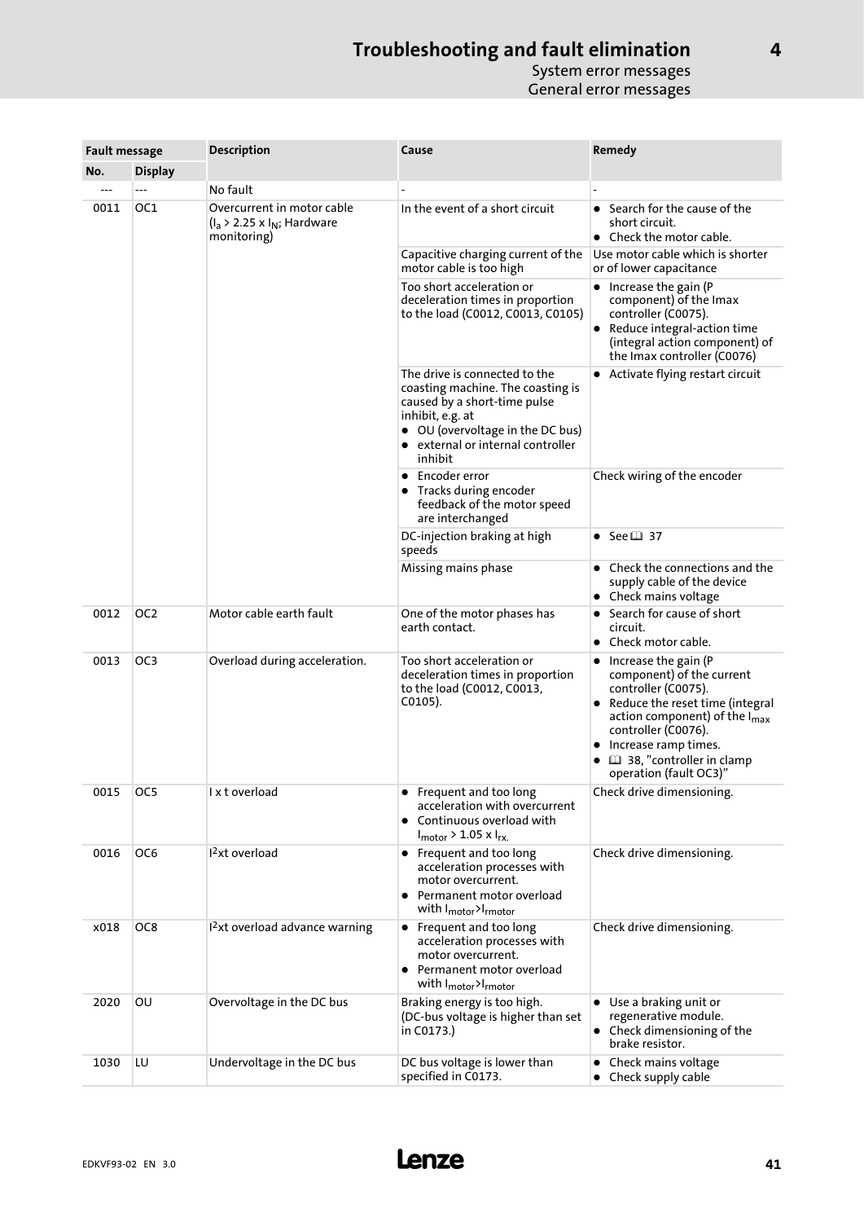| Fault message | | Description | Cause | Remedy |
|---|---|---|---|---|
| No. | Display | | | |
| --- | --- | No fault | - | - |
| 0011 | OC1 | Overcurrent in motor cable ($I_a$ > 2.25 x $I_N$; Hardware monitoring) | In the event of a short circuit | • Search for the cause of the short circuit. • Check the motor cable. |
| | | | Capacitive charging current of the motor cable is too high | Use motor cable which is shorter or of lower capacitance |
| | | | Too short acceleration or deceleration times in proportion to the load (C0012, C0013, C0105) | • Increase the gain (P component) of the Imax controller (C0075). • Reduce integral-action time (integral action component) of the Imax controller (C0076) |
| | | | The drive is connected to the coasting machine. The coasting is caused by a short-time pulse inhibit, e.g. at • OU (overvoltage in the DC bus) • external or internal controller inhibit | • Activate flying restart circuit |
| | | | • Encoder error • Tracks during encoder feedback of the motor speed are interchanged | Check wiring of the encoder |
| | | | DC-injection braking at high speeds | • See 📖 37 |
| | | | Missing mains phase | • Check the connections and the supply cable of the device • Check mains voltage |
| 0012 | OC2 | Motor cable earth fault | One of the motor phases has earth contact. | • Search for cause of short circuit. • Check motor cable. |
| 0013 | OC3 | Overload during acceleration. | Too short acceleration or deceleration times in proportion to the load (C0012, C0013, C0105). | • Increase the gain (P component) of the current controller (C0075). • Reduce the reset time (integral action component) of the $I_{max}$ controller (C0076). • Increase ramp times. • 📖 38, "controller in clamp operation (fault OC3)" |
| 0015 | OC5 | I x t overload | • Frequent and too long acceleration with overcurrent • Continuous overload with $I_{motor}$ > 1.05 x $I_{rx.}$ | Check drive dimensioning. |
| 0016 | OC6 | $I^2$xt overload | • Frequent and too long acceleration processes with motor overcurrent. • Permanent motor overload with $I_{motor}$>$I_{rmotor}$ | Check drive dimensioning. |
| x018 | OC8 | $I^2$xt overload advance warning | • Frequent and too long acceleration processes with motor overcurrent. • Permanent motor overload with $I_{motor}$>$I_{rmotor}$ | Check drive dimensioning. |
| 2020 | OU | Overvoltage in the DC bus | Braking energy is too high. (DC-bus voltage is higher than set in C0173.) | • Use a braking unit or regenerative module. • Check dimensioning of the brake resistor. |
| 1030 | LU | Undervoltage in the DC bus | DC bus voltage is lower than specified in C0173. | • Check mains voltage • Check supply cable |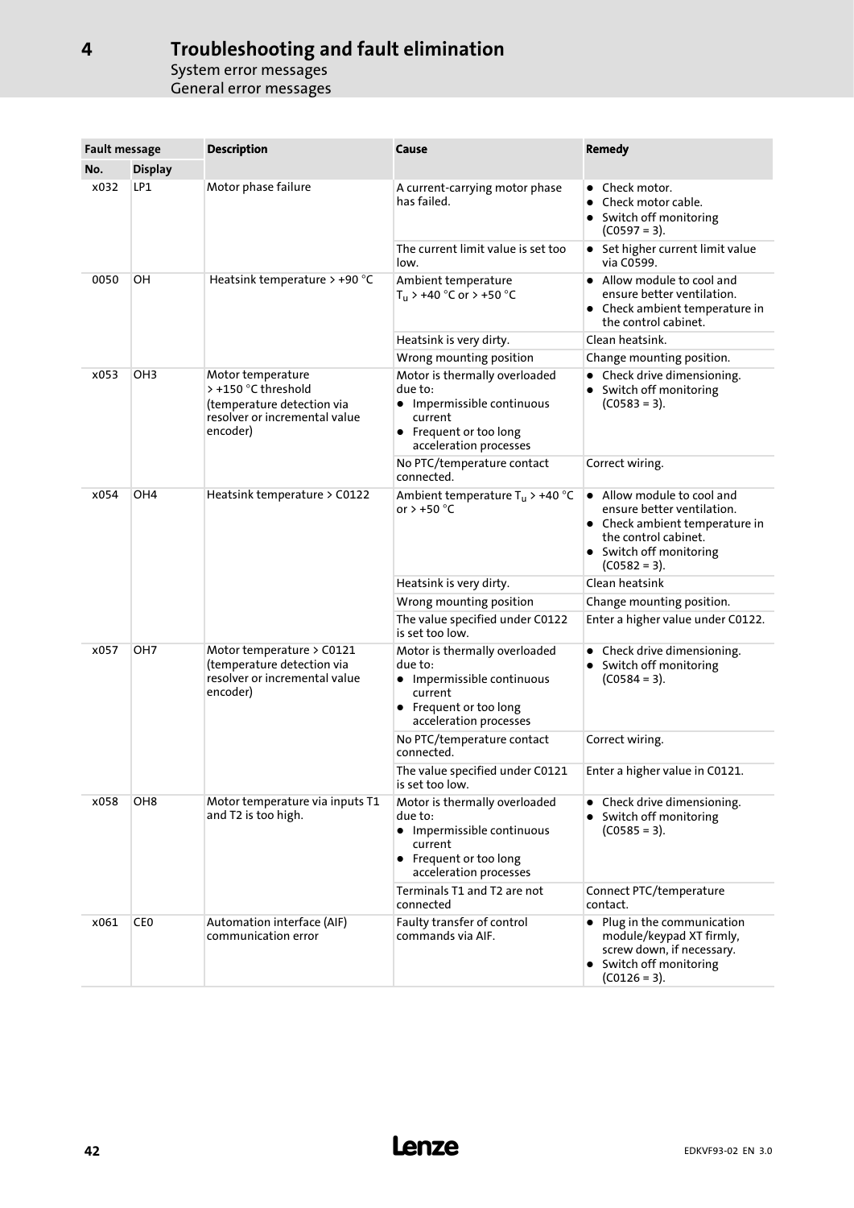# 4 Troubleshooting and fault elimination

System error messages

General error messages

| Fault message | | Description | Cause | Remedy |
|---|---|---|---|---|
| No. | Display | | | |
| x032 | LP1 | Motor phase failure | A current-carrying motor phase has failed. | • Check motor.<br>• Check motor cable.<br>• Switch off monitoring (C0597 = 3). |
| | | | The current limit value is set too low. | • Set higher current limit value via C0599. |
| 0050 | OH | Heatsink temperature > +90 °C | Ambient temperature $T_u$ > +40 °C or > +50 °C | • Allow module to cool and ensure better ventilation.<br>• Check ambient temperature in the control cabinet. |
| | | | Heatsink is very dirty. | Clean heatsink. |
| | | | Wrong mounting position | Change mounting position. |
| x053 | OH3 | Motor temperature > +150 °C threshold (temperature detection via resolver or incremental value encoder) | Motor is thermally overloaded due to:<br>• Impermissible continuous current<br>• Frequent or too long acceleration processes | • Check drive dimensioning.<br>• Switch off monitoring (C0583 = 3). |
| | | | No PTC/temperature contact connected. | Correct wiring. |
| x054 | OH4 | Heatsink temperature > C0122 | Ambient temperature $T_u$ > +40 °C or > +50 °C | • Allow module to cool and ensure better ventilation.<br>• Check ambient temperature in the control cabinet.<br>• Switch off monitoring (C0582 = 3). |
| | | | Heatsink is very dirty. | Clean heatsink |
| | | | Wrong mounting position | Change mounting position. |
| | | | The value specified under C0122 is set too low. | Enter a higher value under C0122. |
| x057 | OH7 | Motor temperature > C0121 (temperature detection via resolver or incremental value encoder) | Motor is thermally overloaded due to:<br>• Impermissible continuous current<br>• Frequent or too long acceleration processes | • Check drive dimensioning.<br>• Switch off monitoring (C0584 = 3). |
| | | | No PTC/temperature contact connected. | Correct wiring. |
| | | | The value specified under C0121 is set too low. | Enter a higher value in C0121. |
| x058 | OH8 | Motor temperature via inputs T1 and T2 is too high. | Motor is thermally overloaded due to:<br>• Impermissible continuous current<br>• Frequent or too long acceleration processes | • Check drive dimensioning.<br>• Switch off monitoring (C0585 = 3). |
| | | | Terminals T1 and T2 are not connected | Connect PTC/temperature contact. |
| x061 | CE0 | Automation interface (AIF) communication error | Faulty transfer of control commands via AIF. | • Plug in the communication module/keypad XT firmly, screw down, if necessary.<br>• Switch off monitoring (C0126 = 3). |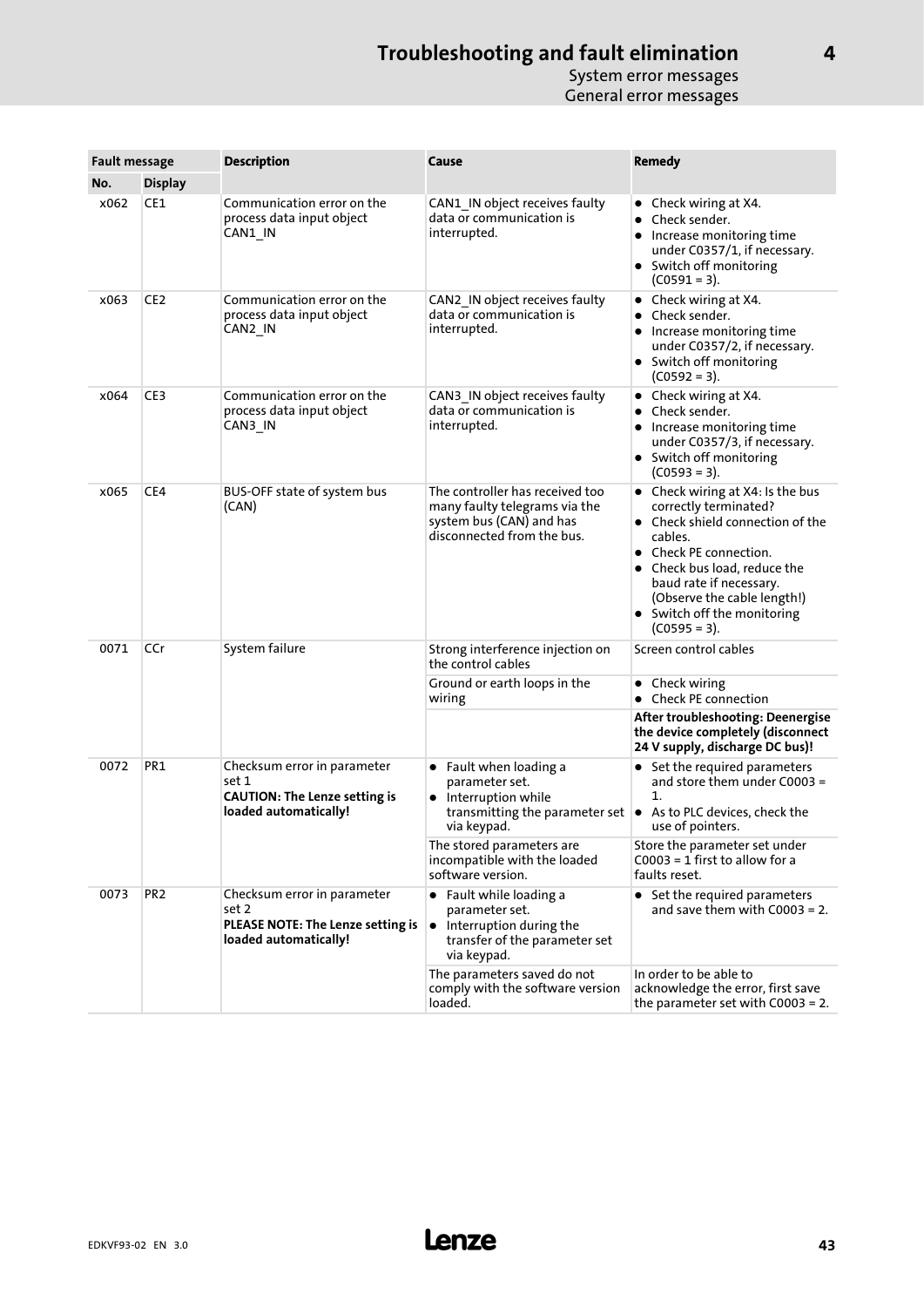# Troubleshooting and fault elimination

System error messages

General error messages

| Fault message | | Description | Cause | Remedy |
|---|---|---|---|---|
| No. | Display | | | |
| x062 | CE1 | Communication error on the process data input object CAN1_IN | CAN1_IN object receives faulty data or communication is interrupted. | • Check wiring at X4.<br>• Check sender.<br>• Increase monitoring time under C0357/1, if necessary.<br>• Switch off monitoring (C0591 = 3). |
| x063 | CE2 | Communication error on the process data input object CAN2_IN | CAN2_IN object receives faulty data or communication is interrupted. | • Check wiring at X4.<br>• Check sender.<br>• Increase monitoring time under C0357/2, if necessary.<br>• Switch off monitoring (C0592 = 3). |
| x064 | CE3 | Communication error on the process data input object CAN3_IN | CAN3_IN object receives faulty data or communication is interrupted. | • Check wiring at X4.<br>• Check sender.<br>• Increase monitoring time under C0357/3, if necessary.<br>• Switch off monitoring (C0593 = 3). |
| x065 | CE4 | BUS-OFF state of system bus (CAN) | The controller has received too many faulty telegrams via the system bus (CAN) and has disconnected from the bus. | • Check wiring at X4: Is the bus correctly terminated?<br>• Check shield connection of the cables.<br>• Check PE connection.<br>• Check bus load, reduce the baud rate if necessary. (Observe the cable length!)<br>• Switch off the monitoring (C0595 = 3). |
| 0071 | CCr | System failure | Strong interference injection on the control cables | Screen control cables |
| | | | Ground or earth loops in the wiring | • Check wiring<br>• Check PE connection |
| | | | | **After troubleshooting: Deenergise the device completely (disconnect 24 V supply, discharge DC bus)!** |
| 0072 | PR1 | Checksum error in parameter set 1<br>**CAUTION: The Lenze setting is loaded automatically!** | • Fault when loading a parameter set.<br>• Interruption while transmitting the parameter set via keypad. | • Set the required parameters and store them under C0003 = 1.<br>• As to PLC devices, check the use of pointers. |
| | | | The stored parameters are incompatible with the loaded software version. | Store the parameter set under C0003 = 1 first to allow for a faults reset. |
| 0073 | PR2 | Checksum error in parameter set 2<br>**PLEASE NOTE: The Lenze setting is loaded automatically!** | • Fault while loading a parameter set.<br>• Interruption during the transfer of the parameter set via keypad. | • Set the required parameters and save them with C0003 = 2. |
| | | | The parameters saved do not comply with the software version loaded. | In order to be able to acknowledge the error, first save the parameter set with C0003 = 2. |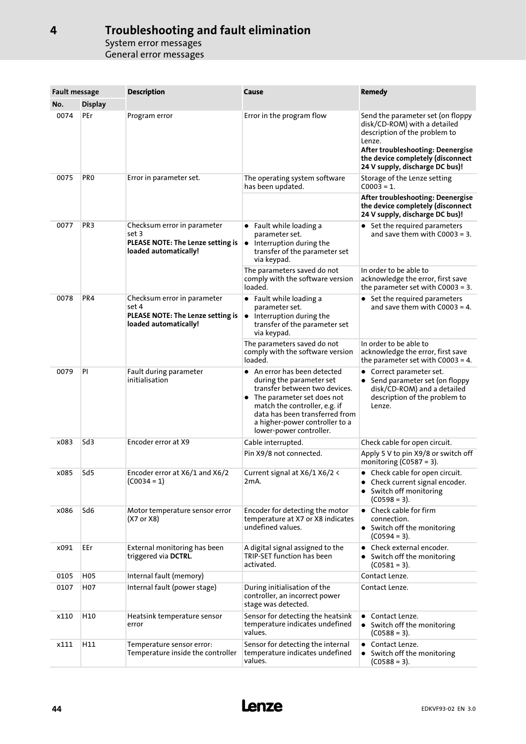# 4 Troubleshooting and fault elimination

## System error messages

### General error messages

| Fault message | | Description | Cause | Remedy |
|---|---|---|---|---|
| **No.** | **Display** | | | |
| 0074 | PEr | Program error | Error in the program flow | Send the parameter set (on floppy disk/CD-ROM) with a detailed description of the problem to Lenze.<br>**After troubleshooting: Deenergise the device completely (disconnect 24 V supply, discharge DC bus)!** |
| 0075 | PR0 | Error in parameter set. | The operating system software has been updated. | Storage of the Lenze setting C0003 = 1. |
| | | | | **After troubleshooting: Deenergise the device completely (disconnect 24 V supply, discharge DC bus)!** |
| 0077 | PR3 | Checksum error in parameter set 3<br>**PLEASE NOTE: The Lenze setting is loaded automatically!** | • Fault while loading a parameter set.<br>• Interruption during the transfer of the parameter set via keypad. | • Set the required parameters and save them with C0003 = 3. |
| | | | The parameters saved do not comply with the software version loaded. | In order to be able to acknowledge the error, first save the parameter set with C0003 = 3. |
| 0078 | PR4 | Checksum error in parameter set 4<br>**PLEASE NOTE: The Lenze setting is loaded automatically!** | • Fault while loading a parameter set.<br>• Interruption during the transfer of the parameter set via keypad. | • Set the required parameters and save them with C0003 = 4. |
| | | | The parameters saved do not comply with the software version loaded. | In order to be able to acknowledge the error, first save the parameter set with C0003 = 4. |
| 0079 | PI | Fault during parameter initialisation | • An error has been detected during the parameter set transfer between two devices.<br>• The parameter set does not match the controller, e.g. if data has been transferred from a higher-power controller to a lower-power controller. | • Correct parameter set.<br>• Send parameter set (on floppy disk/CD-ROM) and a detailed description of the problem to Lenze. |
| x083 | Sd3 | Encoder error at X9 | Cable interrupted. | Check cable for open circuit. |
| | | | Pin X9/8 not connected. | Apply 5 V to pin X9/8 or switch off monitoring (C0587 = 3). |
| x085 | Sd5 | Encoder error at X6/1 and X6/2 (C0034 = 1) | Current signal at X6/1 X6/2 < 2mA. | • Check cable for open circuit.<br>• Check current signal encoder.<br>• Switch off monitoring (C0598 = 3). |
| x086 | Sd6 | Motor temperature sensor error (X7 or X8) | Encoder for detecting the motor temperature at X7 or X8 indicates undefined values. | • Check cable for firm connection.<br>• Switch off the monitoring (C0594 = 3). |
| x091 | EEr | External monitoring has been triggered via **DCTRL**. | A digital signal assigned to the TRIP-SET function has been activated. | • Check external encoder.<br>• Switch off the monitoring (C0581 = 3). |
| 0105 | H05 | Internal fault (memory) | | Contact Lenze. |
| 0107 | H07 | Internal fault (power stage) | During initialisation of the controller, an incorrect power stage was detected. | Contact Lenze. |
| x110 | H10 | Heatsink temperature sensor error | Sensor for detecting the heatsink temperature indicates undefined values. | • Contact Lenze.<br>• Switch off the monitoring (C0588 = 3). |
| x111 | H11 | Temperature sensor error: Temperature inside the controller | Sensor for detecting the internal temperature indicates undefined values. | • Contact Lenze.<br>• Switch off the monitoring (C0588 = 3). |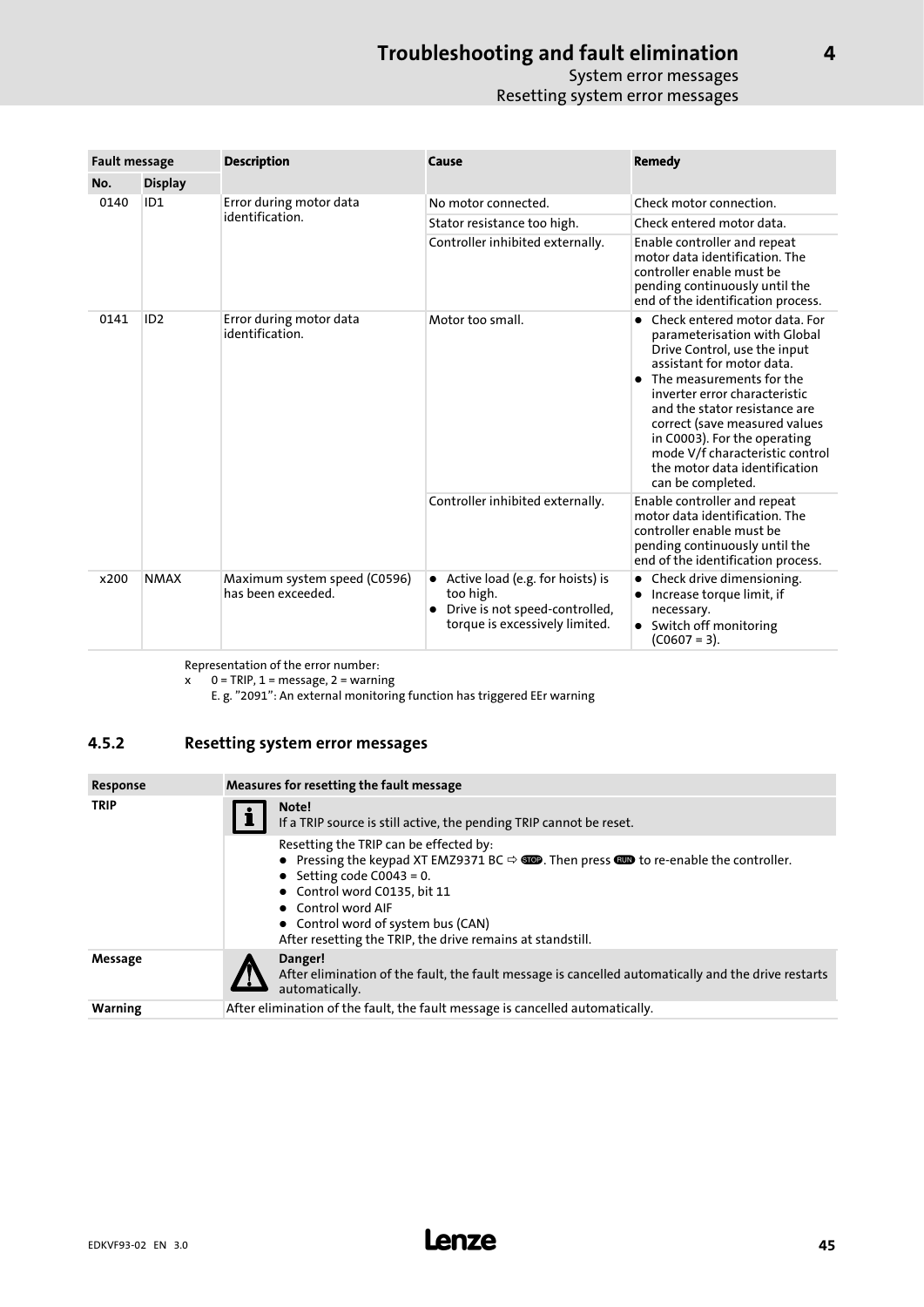| Fault message | | Description | Cause | Remedy |
|---|---|---|---|---|
| No. | Display | | | |
| 0140 | ID1 | Error during motor data identification. | No motor connected. | Check motor connection. |
| | | | Stator resistance too high. | Check entered motor data. |
| | | | Controller inhibited externally. | Enable controller and repeat motor data identification. The controller enable must be pending continuously until the end of the identification process. |
| 0141 | ID2 | Error during motor data identification. | Motor too small. | • Check entered motor data. For parameterisation with Global Drive Control, use the input assistant for motor data.<br>• The measurements for the inverter error characteristic and the stator resistance are correct (save measured values in C0003). For the operating mode V/f characteristic control the motor data identification can be completed. |
| | | | Controller inhibited externally. | Enable controller and repeat motor data identification. The controller enable must be pending continuously until the end of the identification process. |
| x200 | NMAX | Maximum system speed (C0596) has been exceeded. | • Active load (e.g. for hoists) is too high.<br>• Drive is not speed-controlled, torque is excessively limited. | • Check drive dimensioning.<br>• Increase torque limit, if necessary.<br>• Switch off monitoring (C0607 = 3). |

Representation of the error number:
x 0 = TRIP, 1 = message, 2 = warning
E. g. "2091": An external monitoring function has triggered EEr warning

### 4.5.2 Resetting system error messages

| Response | Measures for resetting the fault message |
|---|---|
| **TRIP** | **Note!**<br>If a TRIP source is still active, the pending TRIP cannot be reset. |
| | Resetting the TRIP can be effected by:<br>• Pressing the keypad XT EMZ9371 BC ⇨ STOP. Then press RUN to re-enable the controller.<br>• Setting code C0043 = 0.<br>• Control word C0135, bit 11<br>• Control word AIF<br>• Control word of system bus (CAN)<br>After resetting the TRIP, the drive remains at standstill. |
| **Message** | **Danger!**<br>After elimination of the fault, the fault message is cancelled automatically and the drive restarts automatically. |
| **Warning** | After elimination of the fault, the fault message is cancelled automatically. |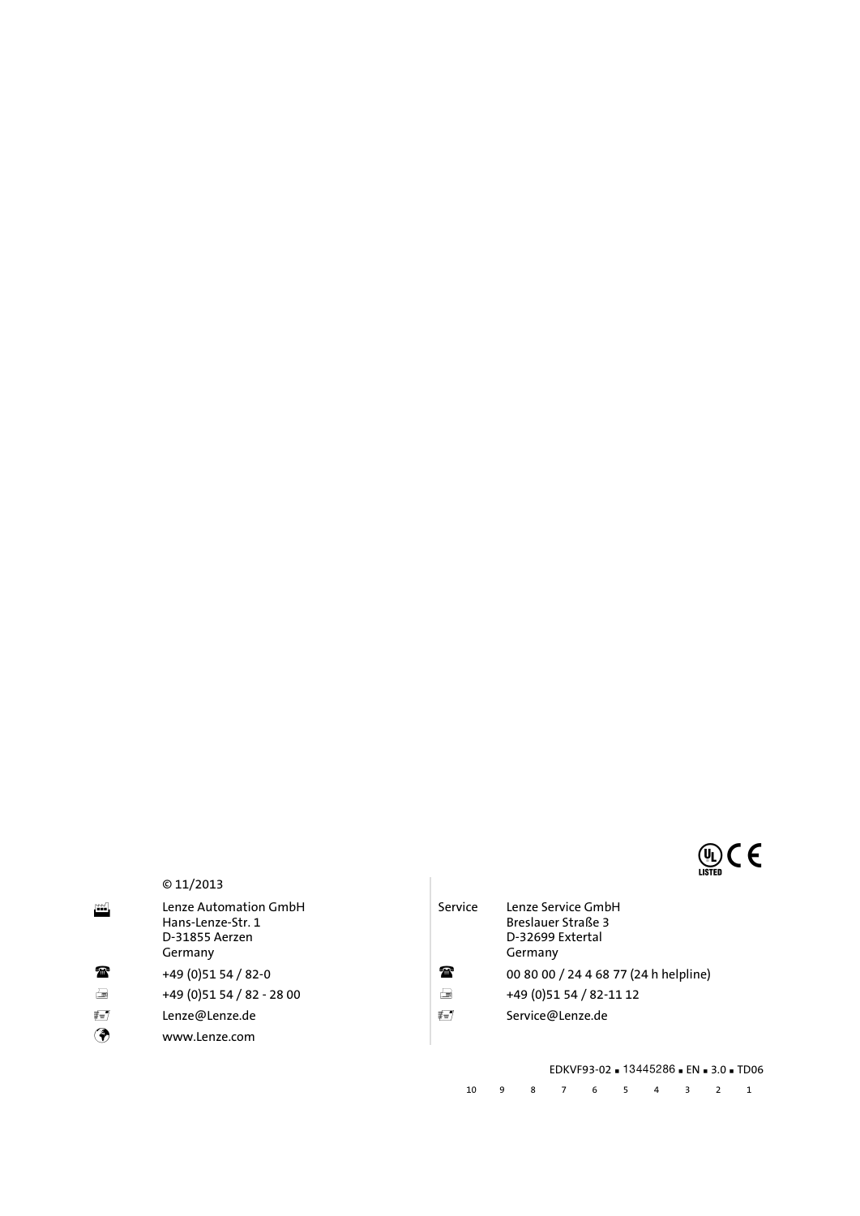© 11/2013

Lenze Automation GmbH
Hans-Lenze-Str. 1
D-31855 Aerzen
Germany

+49 (0)51 54 / 82-0

+49 (0)51 54 / 82 - 28 00

Lenze@Lenze.de

www.Lenze.com

Service

Lenze Service GmbH
Breslauer Straße 3
D-32699 Extertal
Germany

00 80 00 / 24 4 68 77 (24 h helpline)

+49 (0)51 54 / 82-11 12

Service@Lenze.de

EDKVF93-02 ▪ 13445286 ▪ EN ▪ 3.0 ▪ TD06

10 9 8 7 6 5 4 3 2 1